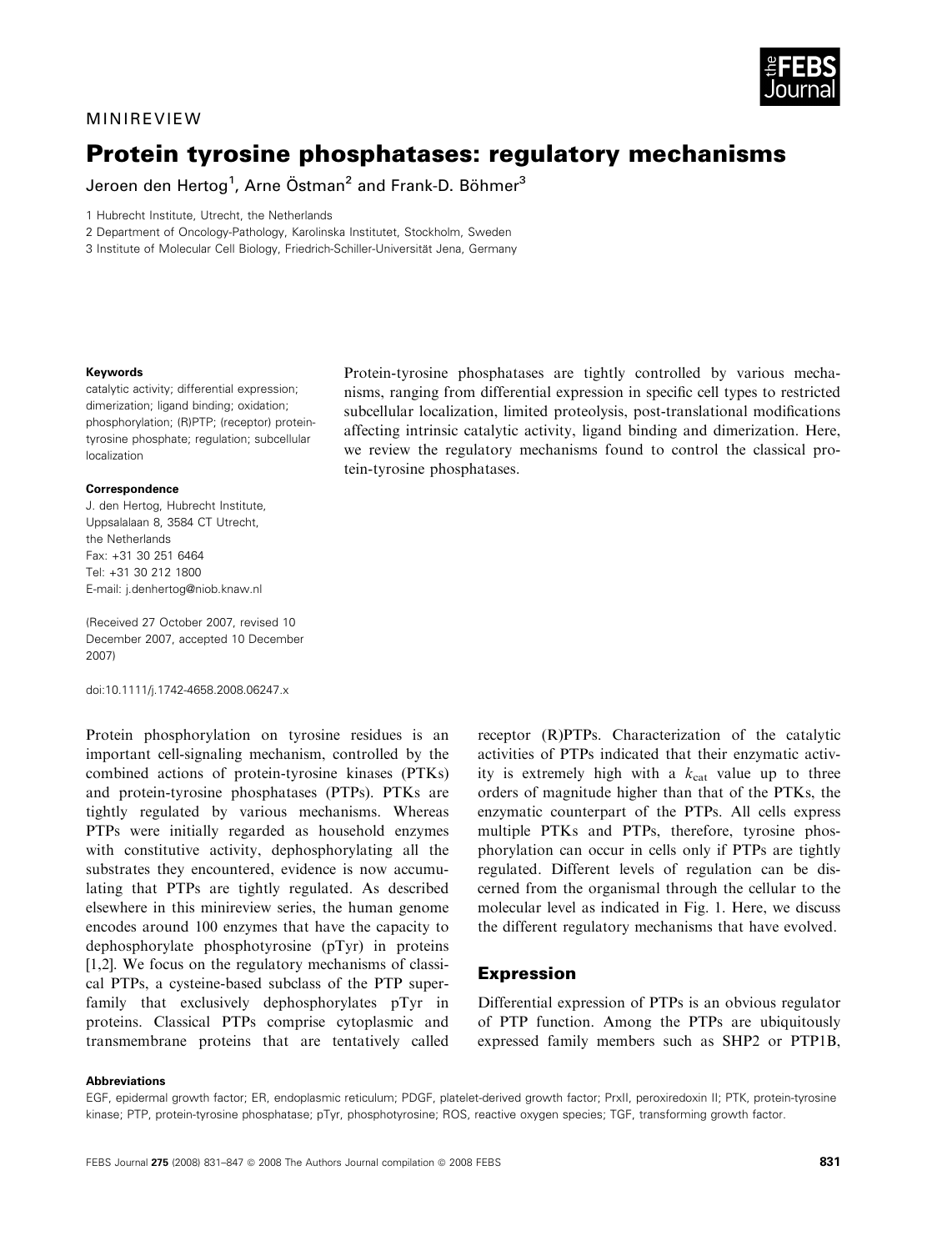MINIREVIEW

# Protein tyrosine phosphatases: regulatory mechanisms

Jeroen den Hertog[1], Arne Östman[2] and Frank-D. Böhmer[3]

1 Hubrecht Institute, Utrecht, the Netherlands

2 Department of Oncology-Pathology, Karolinska Institutet, Stockholm, Sweden

3 Institute of Molecular Cell Biology, Friedrich-Schiller-Universität Jena, Germany

**Keywords**

catalytic activity; differential expression; dimerization; ligand binding; oxidation; phosphorylation; (R)PTP; (receptor) protein-tyrosine phosphate; regulation; subcellular localization

**Correspondence**

J. den Hertog, Hubrecht Institute, Uppsalalaan 8, 3584 CT Utrecht, the Netherlands
Fax: +31 30 251 6464
Tel: +31 30 212 1800
E-mail: j.denhertog@niob.knaw.nl

(Received 27 October 2007, revised 10 December 2007, accepted 10 December 2007)

doi:10.1111/j.1742-4658.2008.06247.x

Protein-tyrosine phosphatases are tightly controlled by various mechanisms, ranging from differential expression in specific cell types to restricted subcellular localization, limited proteolysis, post-translational modifications affecting intrinsic catalytic activity, ligand binding and dimerization. Here, we review the regulatory mechanisms found to control the classical protein-tyrosine phosphatases.

Protein phosphorylation on tyrosine residues is an important cell-signaling mechanism, controlled by the combined actions of protein-tyrosine kinases (PTKs) and protein-tyrosine phosphatases (PTPs). PTKs are tightly regulated by various mechanisms. Whereas PTPs were initially regarded as household enzymes with constitutive activity, dephosphorylating all the substrates they encountered, evidence is now accumulating that PTPs are tightly regulated. As described elsewhere in this minireview series, the human genome encodes around 100 enzymes that have the capacity to dephosphorylate phosphotyrosine (pTyr) in proteins [1,2]. We focus on the regulatory mechanisms of classical PTPs, a cysteine-based subclass of the PTP superfamily that exclusively dephosphorylates pTyr in proteins. Classical PTPs comprise cytoplasmic and transmembrane proteins that are tentatively called receptor (R)PTPs. Characterization of the catalytic activities of PTPs indicated that their enzymatic activity is extremely high with a $k_{cat}$ value up to three orders of magnitude higher than that of the PTKs, the enzymatic counterpart of the PTPs. All cells express multiple PTKs and PTPs, therefore, tyrosine phosphorylation can occur in cells only if PTPs are tightly regulated. Different levels of regulation can be discerned from the organismal through the cellular to the molecular level as indicated in Fig. 1. Here, we discuss the different regulatory mechanisms that have evolved.

## Expression

Differential expression of PTPs is an obvious regulator of PTP function. Among the PTPs are ubiquitously expressed family members such as SHP2 or PTP1B,

**Abbreviations**

EGF, epidermal growth factor; ER, endoplasmic reticulum; PDGF, platelet-derived growth factor; PrxII, peroxiredoxin II; PTK, protein-tyrosine kinase; PTP, protein-tyrosine phosphatase; pTyr, phosphotyrosine; ROS, reactive oxygen species; TGF, transforming growth factor.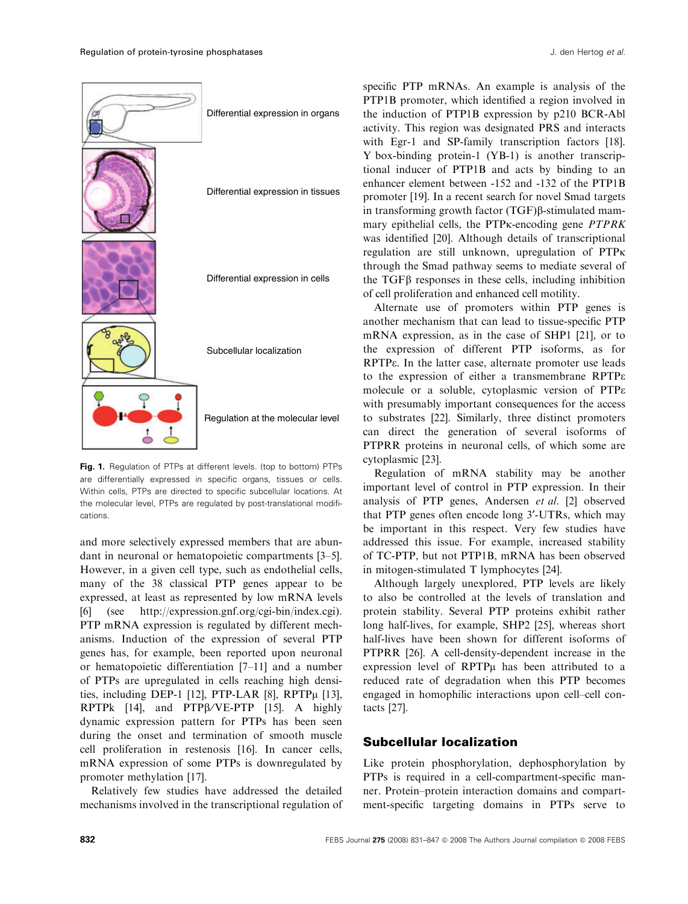Differential expression in organs

Differential expression in tissues

Differential expression in cells

Subcellular localization

Regulation at the molecular level

**Fig. 1.** Regulation of PTPs at different levels. (top to bottom) PTPs are differentially expressed in specific organs, tissues or cells. Within cells, PTPs are directed to specific subcellular locations. At the molecular level, PTPs are regulated by post-translational modifications.

and more selectively expressed members that are abundant in neuronal or hematopoietic compartments [3–5]. However, in a given cell type, such as endothelial cells, many of the 38 classical PTP genes appear to be expressed, at least as represented by low mRNA levels [6] (see http://expression.gnf.org/cgi-bin/index.cgi). PTP mRNA expression is regulated by different mechanisms. Induction of the expression of several PTP genes has, for example, been reported upon neuronal or hematopoietic differentiation [7–11] and a number of PTPs are upregulated in cells reaching high densities, including DEP-1 [12], PTP-LAR [8], RPTPμ [13], RPTPk [14], and PTPβ/VE-PTP [15]. A highly dynamic expression pattern for PTPs has been seen during the onset and termination of smooth muscle cell proliferation in restenosis [16]. In cancer cells, mRNA expression of some PTPs is downregulated by promoter methylation [17].

Relatively few studies have addressed the detailed mechanisms involved in the transcriptional regulation of specific PTP mRNAs. An example is analysis of the PTP1B promoter, which identified a region involved in the induction of PTP1B expression by p210 BCR-Abl activity. This region was designated PRS and interacts with Egr-1 and SP-family transcription factors [18]. Y box-binding protein-1 (YB-1) is another transcriptional inducer of PTP1B and acts by binding to an enhancer element between -152 and -132 of the PTP1B promoter [19]. In a recent search for novel Smad targets in transforming growth factor (TGF)β-stimulated mammary epithelial cells, the PTPκ-encoding gene *PTPRK* was identified [20]. Although details of transcriptional regulation are still unknown, upregulation of PTPκ through the Smad pathway seems to mediate several of the TGFβ responses in these cells, including inhibition of cell proliferation and enhanced cell motility.

Alternate use of promoters within PTP genes is another mechanism that can lead to tissue-specific PTP mRNA expression, as in the case of SHP1 [21], or to the expression of different PTP isoforms, as for RPTPε. In the latter case, alternate promoter use leads to the expression of either a transmembrane RPTPε molecule or a soluble, cytoplasmic version of PTPε with presumably important consequences for the access to substrates [22]. Similarly, three distinct promoters can direct the generation of several isoforms of PTPRR proteins in neuronal cells, of which some are cytoplasmic [23].

Regulation of mRNA stability may be another important level of control in PTP expression. In their analysis of PTP genes, Andersen *et al.* [2] observed that PTP genes often encode long 3′-UTRs, which may be important in this respect. Very few studies have addressed this issue. For example, increased stability of TC-PTP, but not PTP1B, mRNA has been observed in mitogen-stimulated T lymphocytes [24].

Although largely unexplored, PTP levels are likely to also be controlled at the levels of translation and protein stability. Several PTP proteins exhibit rather long half-lives, for example, SHP2 [25], whereas short half-lives have been shown for different isoforms of PTPRR [26]. A cell-density-dependent increase in the expression level of RPTPμ has been attributed to a reduced rate of degradation when this PTP becomes engaged in homophilic interactions upon cell–cell contacts [27].

## Subcellular localization

Like protein phosphorylation, dephosphorylation by PTPs is required in a cell-compartment-specific manner. Protein–protein interaction domains and compartment-specific targeting domains in PTPs serve to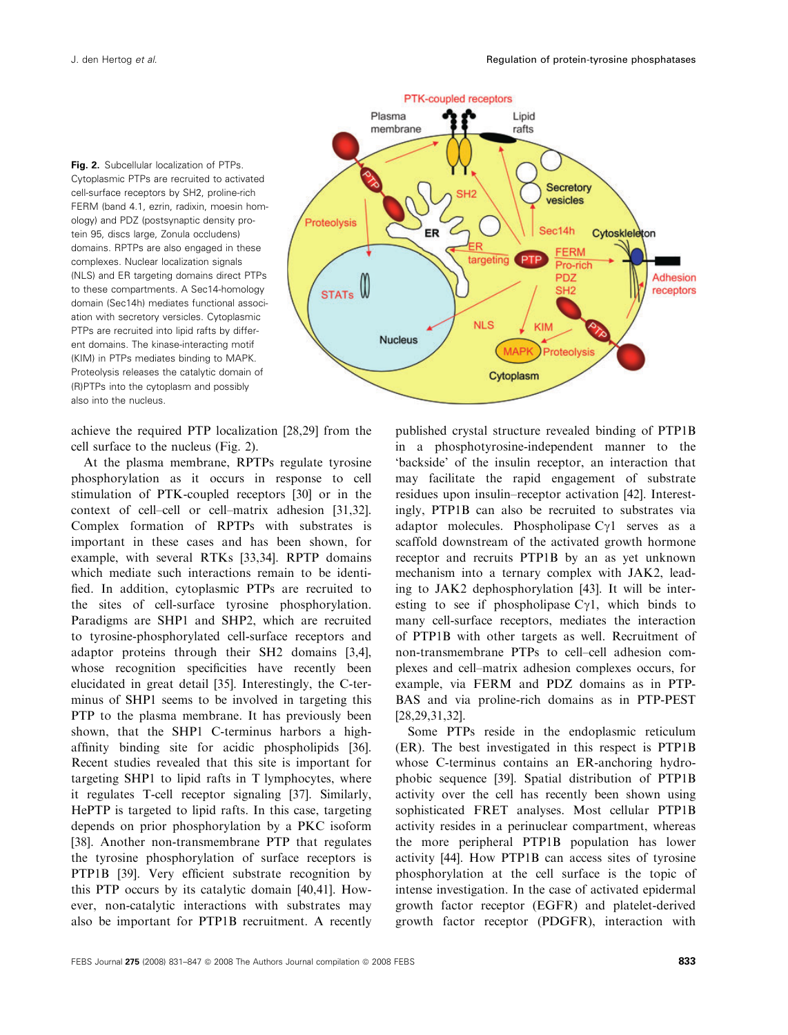**Fig. 2.** Subcellular localization of PTPs. Cytoplasmic PTPs are recruited to activated cell-surface receptors by SH2, proline-rich FERM (band 4.1, ezrin, radixin, moesin homology) and PDZ (postsynaptic density protein 95, discs large, Zonula occludens) domains. RPTPs are also engaged in these complexes. Nuclear localization signals (NLS) and ER targeting domains direct PTPs to these compartments. A Sec14-homology domain (Sec14h) mediates functional association with secretory versicles. Cytoplasmic PTPs are recruited into lipid rafts by different domains. The kinase-interacting motif (KIM) in PTPs mediates binding to MAPK. Proteolysis releases the catalytic domain of (R)PTPs into the cytoplasm and possibly also into the nucleus.

achieve the required PTP localization [28,29] from the cell surface to the nucleus (Fig. 2).

At the plasma membrane, RPTPs regulate tyrosine phosphorylation as it occurs in response to cell stimulation of PTK-coupled receptors [30] or in the context of cell–cell or cell–matrix adhesion [31,32]. Complex formation of RPTPs with substrates is important in these cases and has been shown, for example, with several RTKs [33,34]. RPTP domains which mediate such interactions remain to be identified. In addition, cytoplasmic PTPs are recruited to the sites of cell-surface tyrosine phosphorylation. Paradigms are SHP1 and SHP2, which are recruited to tyrosine-phosphorylated cell-surface receptors and adaptor proteins through their SH2 domains [3,4], whose recognition specificities have recently been elucidated in great detail [35]. Interestingly, the C-terminus of SHP1 seems to be involved in targeting this PTP to the plasma membrane. It has previously been shown, that the SHP1 C-terminus harbors a high-affinity binding site for acidic phospholipids [36]. Recent studies revealed that this site is important for targeting SHP1 to lipid rafts in T lymphocytes, where it regulates T-cell receptor signaling [37]. Similarly, HePTP is targeted to lipid rafts. In this case, targeting depends on prior phosphorylation by a PKC isoform [38]. Another non-transmembrane PTP that regulates the tyrosine phosphorylation of surface receptors is PTP1B [39]. Very efficient substrate recognition by this PTP occurs by its catalytic domain [40,41]. However, non-catalytic interactions with substrates may also be important for PTP1B recruitment. A recently published crystal structure revealed binding of PTP1B in a phosphotyrosine-independent manner to the 'backside' of the insulin receptor, an interaction that may facilitate the rapid engagement of substrate residues upon insulin–receptor activation [42]. Interestingly, PTP1B can also be recruited to substrates via adaptor molecules. Phospholipase C$\gamma$1 serves as a scaffold downstream of the activated growth hormone receptor and recruits PTP1B by an as yet unknown mechanism into a ternary complex with JAK2, leading to JAK2 dephosphorylation [43]. It will be interesting to see if phospholipase C$\gamma$1, which binds to many cell-surface receptors, mediates the interaction of PTP1B with other targets as well. Recruitment of non-transmembrane PTPs to cell–cell adhesion complexes and cell–matrix adhesion complexes occurs, for example, via FERM and PDZ domains as in PTP-BAS and via proline-rich domains as in PTP-PEST [28,29,31,32].

Some PTPs reside in the endoplasmic reticulum (ER). The best investigated in this respect is PTP1B whose C-terminus contains an ER-anchoring hydrophobic sequence [39]. Spatial distribution of PTP1B activity over the cell has recently been shown using sophisticated FRET analyses. Most cellular PTP1B activity resides in a perinuclear compartment, whereas the more peripheral PTP1B population has lower activity [44]. How PTP1B can access sites of tyrosine phosphorylation at the cell surface is the topic of intense investigation. In the case of activated epidermal growth factor receptor (EGFR) and platelet-derived growth factor receptor (PDGFR), interaction with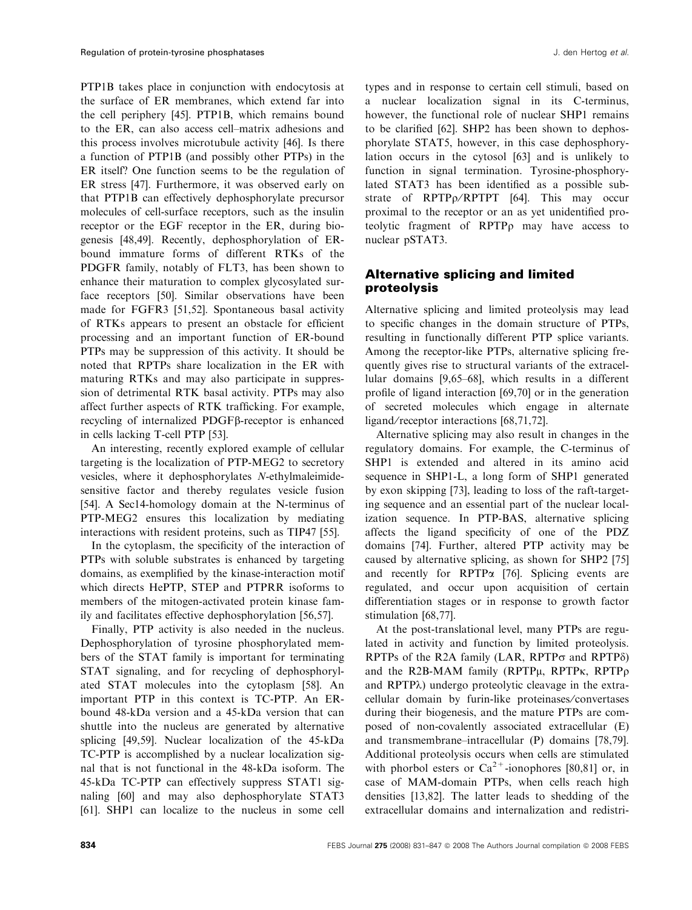PTP1B takes place in conjunction with endocytosis at the surface of ER membranes, which extend far into the cell periphery [45]. PTP1B, which remains bound to the ER, can also access cell–matrix adhesions and this process involves microtubule activity [46]. Is there a function of PTP1B (and possibly other PTPs) in the ER itself? One function seems to be the regulation of ER stress [47]. Furthermore, it was observed early on that PTP1B can effectively dephosphorylate precursor molecules of cell-surface receptors, such as the insulin receptor or the EGF receptor in the ER, during biogenesis [48,49]. Recently, dephosphorylation of ER-bound immature forms of different RTKs of the PDGFR family, notably of FLT3, has been shown to enhance their maturation to complex glycosylated surface receptors [50]. Similar observations have been made for FGFR3 [51,52]. Spontaneous basal activity of RTKs appears to present an obstacle for efficient processing and an important function of ER-bound PTPs may be suppression of this activity. It should be noted that RPTPs share localization in the ER with maturing RTKs and may also participate in suppression of detrimental RTK basal activity. PTPs may also affect further aspects of RTK trafficking. For example, recycling of internalized PDGFβ-receptor is enhanced in cells lacking T-cell PTP [53].

An interesting, recently explored example of cellular targeting is the localization of PTP-MEG2 to secretory vesicles, where it dephosphorylates *N*-ethylmaleimide-sensitive factor and thereby regulates vesicle fusion [54]. A Sec14-homology domain at the N-terminus of PTP-MEG2 ensures this localization by mediating interactions with resident proteins, such as TIP47 [55].

In the cytoplasm, the specificity of the interaction of PTPs with soluble substrates is enhanced by targeting domains, as exemplified by the kinase-interaction motif which directs HePTP, STEP and PTPRR isoforms to members of the mitogen-activated protein kinase family and facilitates effective dephosphorylation [56,57].

Finally, PTP activity is also needed in the nucleus. Dephosphorylation of tyrosine phosphorylated members of the STAT family is important for terminating STAT signaling, and for recycling of dephosphorylated STAT molecules into the cytoplasm [58]. An important PTP in this context is TC-PTP. An ER-bound 48-kDa version and a 45-kDa version that can shuttle into the nucleus are generated by alternative splicing [49,59]. Nuclear localization of the 45-kDa TC-PTP is accomplished by a nuclear localization signal that is not functional in the 48-kDa isoform. The 45-kDa TC-PTP can effectively suppress STAT1 signaling [60] and may also dephosphorylate STAT3 [61]. SHP1 can localize to the nucleus in some cell types and in response to certain cell stimuli, based on a nuclear localization signal in its C-terminus, however, the functional role of nuclear SHP1 remains to be clarified [62]. SHP2 has been shown to dephosphorylate STAT5, however, in this case dephosphorylation occurs in the cytosol [63] and is unlikely to function in signal termination. Tyrosine-phosphorylated STAT3 has been identified as a possible substrate of RPTPρ/RPTPT [64]. This may occur proximal to the receptor or an as yet unidentified proteolytic fragment of RPTPρ may have access to nuclear pSTAT3.

## Alternative splicing and limited proteolysis

Alternative splicing and limited proteolysis may lead to specific changes in the domain structure of PTPs, resulting in functionally different PTP splice variants. Among the receptor-like PTPs, alternative splicing frequently gives rise to structural variants of the extracellular domains [9,65–68], which results in a different profile of ligand interaction [69,70] or in the generation of secreted molecules which engage in alternate ligand/receptor interactions [68,71,72].

Alternative splicing may also result in changes in the regulatory domains. For example, the C-terminus of SHP1 is extended and altered in its amino acid sequence in SHP1-L, a long form of SHP1 generated by exon skipping [73], leading to loss of the raft-targeting sequence and an essential part of the nuclear localization sequence. In PTP-BAS, alternative splicing affects the ligand specificity of one of the PDZ domains [74]. Further, altered PTP activity may be caused by alternative splicing, as shown for SHP2 [75] and recently for RPTPα [76]. Splicing events are regulated, and occur upon acquisition of certain differentiation stages or in response to growth factor stimulation [68,77].

At the post-translational level, many PTPs are regulated in activity and function by limited proteolysis. RPTPs of the R2A family (LAR, RPTPσ and RPTPδ) and the R2B-MAM family (RPTPμ, RPTPκ, RPTPρ and RPTPλ) undergo proteolytic cleavage in the extracellular domain by furin-like proteinases/convertases during their biogenesis, and the mature PTPs are composed of non-covalently associated extracellular (E) and transmembrane–intracellular (P) domains [78,79]. Additional proteolysis occurs when cells are stimulated with phorbol esters or $Ca^{2+}$-ionophores [80,81] or, in case of MAM-domain PTPs, when cells reach high densities [13,82]. The latter leads to shedding of the extracellular domains and internalization and redistri-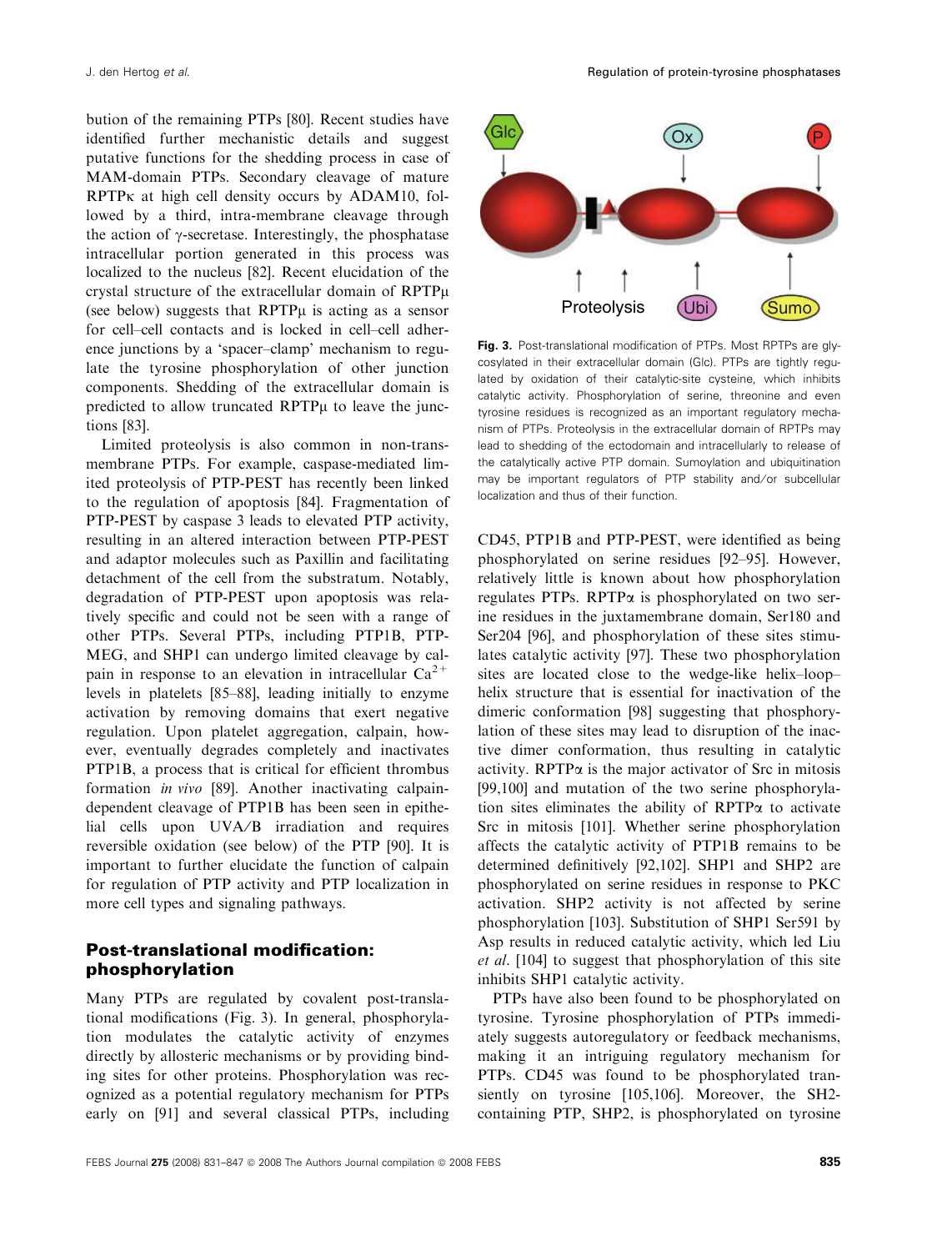bution of the remaining PTPs [80]. Recent studies have identified further mechanistic details and suggest putative functions for the shedding process in case of MAM-domain PTPs. Secondary cleavage of mature RPTPκ at high cell density occurs by ADAM10, followed by a third, intra-membrane cleavage through the action of γ-secretase. Interestingly, the phosphatase intracellular portion generated in this process was localized to the nucleus [82]. Recent elucidation of the crystal structure of the extracellular domain of RPTPμ (see below) suggests that RPTPμ is acting as a sensor for cell–cell contacts and is locked in cell–cell adherence junctions by a 'spacer–clamp' mechanism to regulate the tyrosine phosphorylation of other junction components. Shedding of the extracellular domain is predicted to allow truncated RPTPμ to leave the junctions [83].

Limited proteolysis is also common in non-transmembrane PTPs. For example, caspase-mediated limited proteolysis of PTP-PEST has recently been linked to the regulation of apoptosis [84]. Fragmentation of PTP-PEST by caspase 3 leads to elevated PTP activity, resulting in an altered interaction between PTP-PEST and adaptor molecules such as Paxillin and facilitating detachment of the cell from the substratum. Notably, degradation of PTP-PEST upon apoptosis was relatively specific and could not be seen with a range of other PTPs. Several PTPs, including PTP1B, PTP-MEG, and SHP1 can undergo limited cleavage by calpain in response to an elevation in intracellular $Ca^{2+}$ levels in platelets [85–88], leading initially to enzyme activation by removing domains that exert negative regulation. Upon platelet aggregation, calpain, however, eventually degrades completely and inactivates PTP1B, a process that is critical for efficient thrombus formation *in vivo* [89]. Another inactivating calpain-dependent cleavage of PTP1B has been seen in epithelial cells upon UVA/B irradiation and requires reversible oxidation (see below) of the PTP [90]. It is important to further elucidate the function of calpain for regulation of PTP activity and PTP localization in more cell types and signaling pathways.

## Post-translational modification: phosphorylation

Many PTPs are regulated by covalent post-translational modifications (Fig. 3). In general, phosphorylation modulates the catalytic activity of enzymes directly by allosteric mechanisms or by providing binding sites for other proteins. Phosphorylation was recognized as a potential regulatory mechanism for PTPs early on [91] and several classical PTPs, including CD45, PTP1B and PTP-PEST, were identified as being phosphorylated on serine residues [92–95]. However, relatively little is known about how phosphorylation regulates PTPs. RPTPα is phosphorylated on two serine residues in the juxtamembrane domain, Ser180 and Ser204 [96], and phosphorylation of these sites stimulates catalytic activity [97]. These two phosphorylation sites are located close to the wedge-like helix–loop–helix structure that is essential for inactivation of the dimeric conformation [98] suggesting that phosphorylation of these sites may lead to disruption of the inactive dimer conformation, thus resulting in catalytic activity. RPTPα is the major activator of Src in mitosis [99,100] and mutation of the two serine phosphorylation sites eliminates the ability of RPTPα to activate Src in mitosis [101]. Whether serine phosphorylation affects the catalytic activity of PTP1B remains to be determined definitively [92,102]. SHP1 and SHP2 are phosphorylated on serine residues in response to PKC activation. SHP2 activity is not affected by serine phosphorylation [103]. Substitution of SHP1 Ser591 by Asp results in reduced catalytic activity, which led Liu *et al.* [104] to suggest that phosphorylation of this site inhibits SHP1 catalytic activity.

PTPs have also been found to be phosphorylated on tyrosine. Tyrosine phosphorylation of PTPs immediately suggests autoregulatory or feedback mechanisms, making it an intriguing regulatory mechanism for PTPs. CD45 was found to be phosphorylated transiently on tyrosine [105,106]. Moreover, the SH2-containing PTP, SHP2, is phosphorylated on tyrosine

**Fig. 3.** Post-translational modification of PTPs. Most RPTPs are glycosylated in their extracellular domain (Glc). PTPs are tightly regulated by oxidation of their catalytic-site cysteine, which inhibits catalytic activity. Phosphorylation of serine, threonine and even tyrosine residues is recognized as an important regulatory mechanism of PTPs. Proteolysis in the extracellular domain of RPTPs may lead to shedding of the ectodomain and intracellularly to release of the catalytically active PTP domain. Sumoylation and ubiquitination may be important regulators of PTP stability and/or subcellular localization and thus of their function.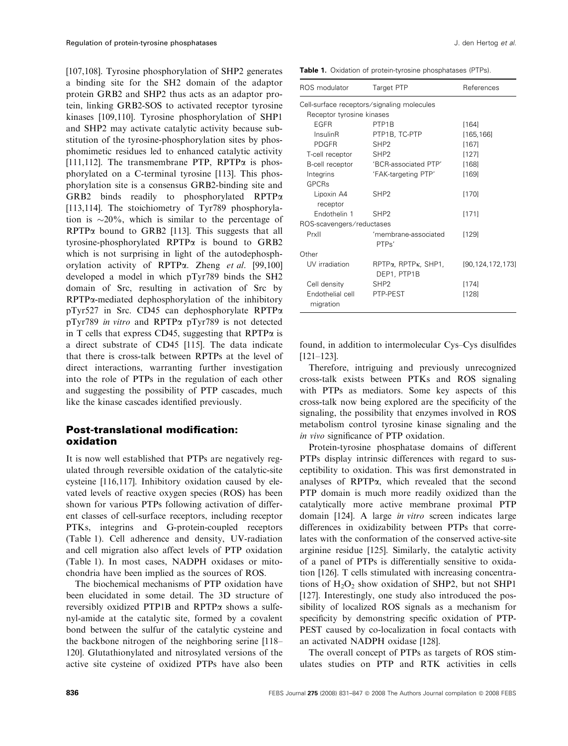[107,108]. Tyrosine phosphorylation of SHP2 generates a binding site for the SH2 domain of the adaptor protein GRB2 and SHP2 thus acts as an adaptor protein, linking GRB2-SOS to activated receptor tyrosine kinases [109,110]. Tyrosine phosphorylation of SHP1 and SHP2 may activate catalytic activity because substitution of the tyrosine-phosphorylation sites by phosphomimetic residues led to enhanced catalytic activity [111,112]. The transmembrane PTP, RPTPα is phosphorylated on a C-terminal tyrosine [113]. This phosphorylation site is a consensus GRB2-binding site and GRB2 binds readily to phosphorylated RPTPα [113,114]. The stoichiometry of Tyr789 phosphorylation is ~20%, which is similar to the percentage of RPTPα bound to GRB2 [113]. This suggests that all tyrosine-phosphorylated RPTPα is bound to GRB2 which is not surprising in light of the autodephosphorylation activity of RPTPα. Zheng *et al*. [99,100] developed a model in which pTyr789 binds the SH2 domain of Src, resulting in activation of Src by RPTPα-mediated dephosphorylation of the inhibitory pTyr527 in Src. CD45 can dephosphorylate RPTPα pTyr789 *in vitro* and RPTPα pTyr789 is not detected in T cells that express CD45, suggesting that RPTPα is a direct substrate of CD45 [115]. The data indicate that there is cross-talk between RPTPs at the level of direct interactions, warranting further investigation into the role of PTPs in the regulation of each other and suggesting the possibility of PTP cascades, much like the kinase cascades identified previously.

## Post-translational modification: oxidation

It is now well established that PTPs are negatively regulated through reversible oxidation of the catalytic-site cysteine [116,117]. Inhibitory oxidation caused by elevated levels of reactive oxygen species (ROS) has been shown for various PTPs following activation of different classes of cell-surface receptors, including receptor PTKs, integrins and G-protein-coupled receptors (Table 1). Cell adherence and density, UV-radiation and cell migration also affect levels of PTP oxidation (Table 1). In most cases, NADPH oxidases or mitochondria have been implied as the sources of ROS.

The biochemical mechanisms of PTP oxidation have been elucidated in some detail. The 3D structure of reversibly oxidized PTP1B and RPTPα shows a sulfenyl-amide at the catalytic site, formed by a covalent bond between the sulfur of the catalytic cysteine and the backbone nitrogen of the neighboring serine [118–120]. Glutathionylated and nitrosylated versions of the active site cysteine of oxidized PTPs have also been found, in addition to intermolecular Cys–Cys disulfides [121–123].

Therefore, intriguing and previously unrecognized cross-talk exists between PTKs and ROS signaling with PTPs as mediators. Some key aspects of this cross-talk now being explored are the specificity of the signaling, the possibility that enzymes involved in ROS metabolism control tyrosine kinase signaling and the *in vivo* significance of PTP oxidation.

Protein-tyrosine phosphatase domains of different PTPs display intrinsic differences with regard to susceptibility to oxidation. This was first demonstrated in analyses of RPTPα, which revealed that the second PTP domain is much more readily oxidized than the catalytically more active membrane proximal PTP domain [124]. A large *in vitro* screen indicates large differences in oxidizability between PTPs that correlates with the conformation of the conserved active-site arginine residue [125]. Similarly, the catalytic activity of a panel of PTPs is differentially sensitive to oxidation [126]. T cells stimulated with increasing concentrations of $H_2O_2$ show oxidation of SHP2, but not SHP1 [127]. Interestingly, one study also introduced the possibility of localized ROS signals as a mechanism for specificity by demonstring specific oxidation of PTP-PEST caused by co-localization in focal contacts with an activated NADPH oxidase [128].

The overall concept of PTPs as targets of ROS stimulates studies on PTP and RTK activities in cells

**Table 1.** Oxidation of protein-tyrosine phosphatases (PTPs).

| ROS modulator | Target PTP | References |
|---|---|---|
| Cell-surface receptors/signaling molecules | | |
| Receptor tyrosine kinases | | |
| EGFR | PTP1B | [164] |
| InsulinR | PTP1B, TC-PTP | [165,166] |
| PDGFR | SHP2 | [167] |
| T-cell receptor | SHP2 | [127] |
| B-cell receptor | 'BCR-associated PTP' | [168] |
| Integrins | 'FAK-targeting PTP' | [169] |
| GPCRs | | |
| Lipoxin A4 receptor | SHP2 | [170] |
| Endothelin 1 | SHP2 | [171] |
| ROS-scavengers/reductases | | |
| PrxII | 'membrane-associated PTPs' | [129] |
| Other | | |
| UV irradiation | RPTPα, RPTPκ, SHP1, DEP1, PTP1B | [90,124,172,173] |
| Cell density | SHP2 | [174] |
| Endothelial cell migration | PTP-PEST | [128] |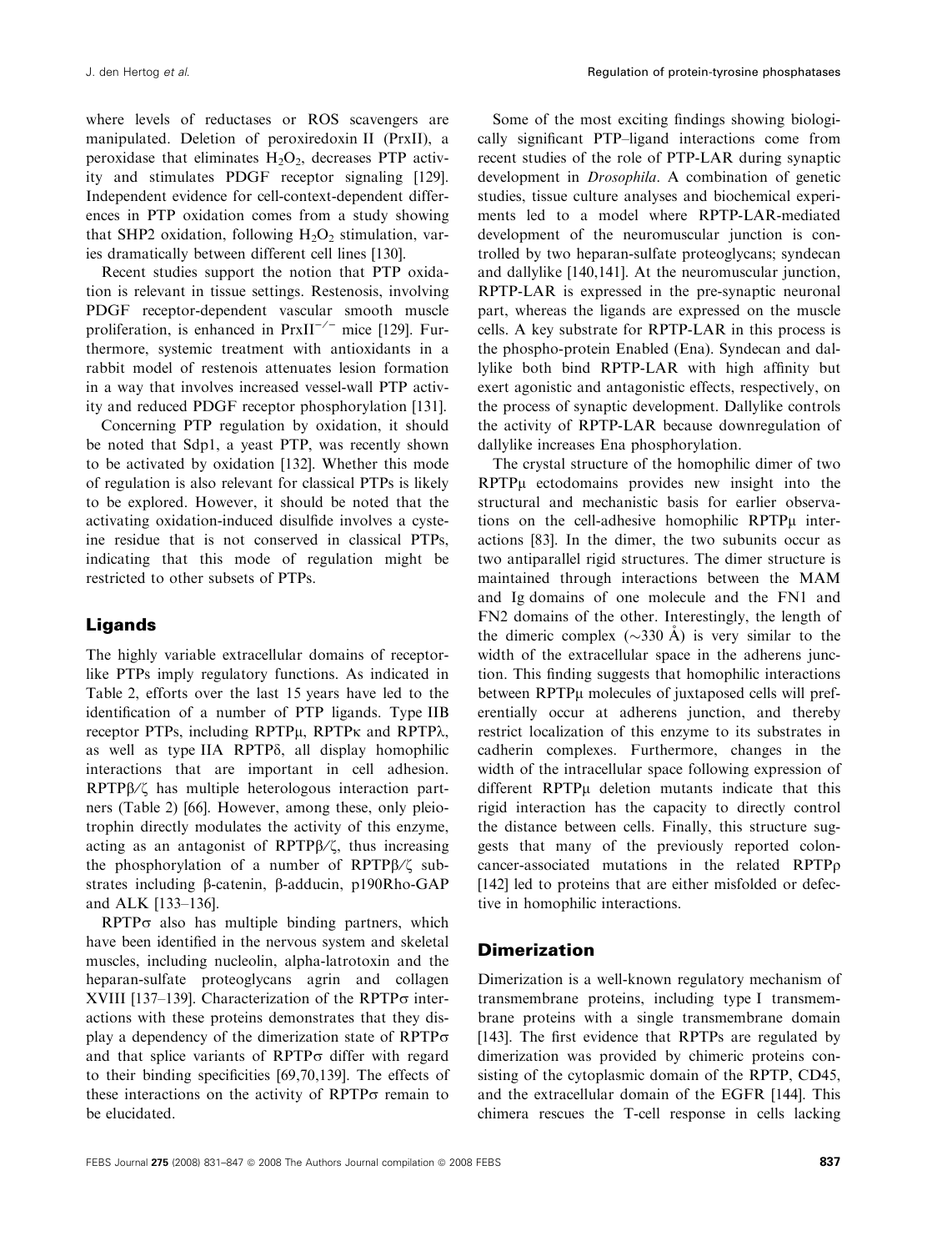where levels of reductases or ROS scavengers are manipulated. Deletion of peroxiredoxin II (PrxII), a peroxidase that eliminates $H_2O_2$, decreases PTP activity and stimulates PDGF receptor signaling [129]. Independent evidence for cell-context-dependent differences in PTP oxidation comes from a study showing that SHP2 oxidation, following $H_2O_2$ stimulation, varies dramatically between different cell lines [130].

Recent studies support the notion that PTP oxidation is relevant in tissue settings. Restenosis, involving PDGF receptor-dependent vascular smooth muscle proliferation, is enhanced in $PrxII^{-/-}$ mice [129]. Furthermore, systemic treatment with antioxidants in a rabbit model of restenosis attenuates lesion formation in a way that involves increased vessel-wall PTP activity and reduced PDGF receptor phosphorylation [131].

Concerning PTP regulation by oxidation, it should be noted that Sdp1, a yeast PTP, was recently shown to be activated by oxidation [132]. Whether this mode of regulation is also relevant for classical PTPs is likely to be explored. However, it should be noted that the activating oxidation-induced disulfide involves a cysteine residue that is not conserved in classical PTPs, indicating that this mode of regulation might be restricted to other subsets of PTPs.

## Ligands

The highly variable extracellular domains of receptor-like PTPs imply regulatory functions. As indicated in Table 2, efforts over the last 15 years have led to the identification of a number of PTP ligands. Type IIB receptor PTPs, including RPTPμ, RPTPκ and RPTPλ, as well as type IIA RPTPδ, all display homophilic interactions that are important in cell adhesion. RPTPβ/ζ has multiple heterologous interaction partners (Table 2) [66]. However, among these, only pleiotrophin directly modulates the activity of this enzyme, acting as an antagonist of RPTPβ/ζ, thus increasing the phosphorylation of a number of RPTPβ/ζ substrates including β-catenin, β-adducin, p190Rho-GAP and ALK [133–136].

RPTPσ also has multiple binding partners, which have been identified in the nervous system and skeletal muscles, including nucleolin, alpha-latrotoxin and the heparan-sulfate proteoglycans agrin and collagen XVIII [137–139]. Characterization of the RPTPσ interactions with these proteins demonstrates that they display a dependency of the dimerization state of RPTPσ and that splice variants of RPTPσ differ with regard to their binding specificities [69,70,139]. The effects of these interactions on the activity of RPTPσ remain to be elucidated.

Some of the most exciting findings showing biologically significant PTP–ligand interactions come from recent studies of the role of PTP-LAR during synaptic development in *Drosophila*. A combination of genetic studies, tissue culture analyses and biochemical experiments led to a model where RPTP-LAR-mediated development of the neuromuscular junction is controlled by two heparan-sulfate proteoglycans; syndecan and dallylike [140,141]. At the neuromuscular junction, RPTP-LAR is expressed in the pre-synaptic neuronal part, whereas the ligands are expressed on the muscle cells. A key substrate for RPTP-LAR in this process is the phospho-protein Enabled (Ena). Syndecan and dallylike both bind RPTP-LAR with high affinity but exert agonistic and antagonistic effects, respectively, on the process of synaptic development. Dallylike controls the activity of RPTP-LAR because downregulation of dallylike increases Ena phosphorylation.

The crystal structure of the homophilic dimer of two RPTPμ ectodomains provides new insight into the structural and mechanistic basis for earlier observations on the cell-adhesive homophilic RPTPμ interactions [83]. In the dimer, the two subunits occur as two antiparallel rigid structures. The dimer structure is maintained through interactions between the MAM and Ig domains of one molecule and the FN1 and FN2 domains of the other. Interestingly, the length of the dimeric complex (∼330 Å) is very similar to the width of the extracellular space in the adherens junction. This finding suggests that homophilic interactions between RPTPμ molecules of juxtaposed cells will preferentially occur at adherens junction, and thereby restrict localization of this enzyme to its substrates in cadherin complexes. Furthermore, changes in the width of the intracellular space following expression of different RPTPμ deletion mutants indicate that this rigid interaction has the capacity to directly control the distance between cells. Finally, this structure suggests that many of the previously reported colon-cancer-associated mutations in the related RPTPρ [142] led to proteins that are either misfolded or defective in homophilic interactions.

## Dimerization

Dimerization is a well-known regulatory mechanism of transmembrane proteins, including type I transmembrane proteins with a single transmembrane domain [143]. The first evidence that RPTPs are regulated by dimerization was provided by chimeric proteins consisting of the cytoplasmic domain of the RPTP, CD45, and the extracellular domain of the EGFR [144]. This chimera rescues the T-cell response in cells lacking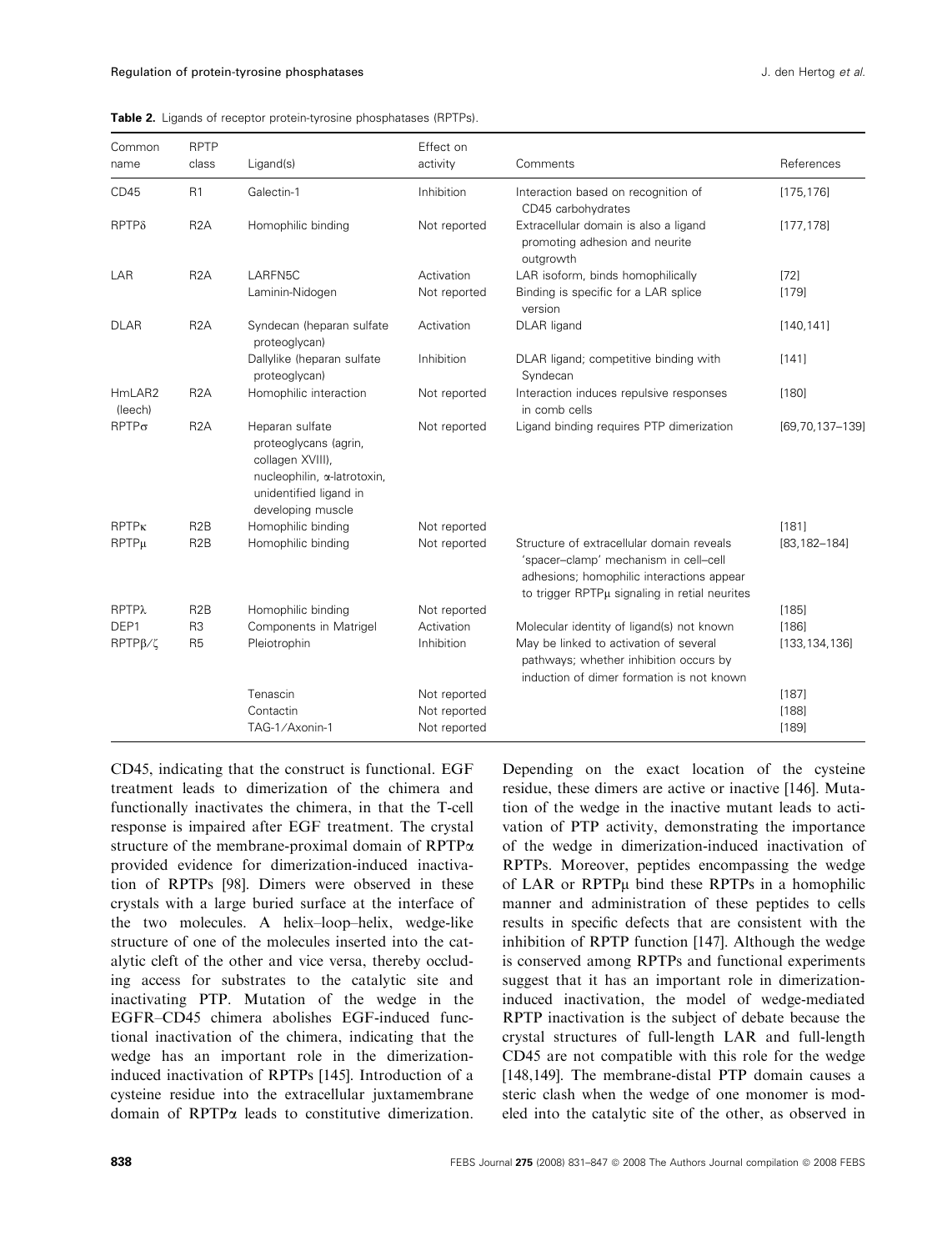**Table 2.** Ligands of receptor protein-tyrosine phosphatases (RPTPs).

| Common name | RPTP class | Ligand(s) | Effect on activity | Comments | References |
|---|---|---|---|---|---|
| CD45 | R1 | Galectin-1 | Inhibition | Interaction based on recognition of CD45 carbohydrates | [175,176] |
| RPTPδ | R2A | Homophilic binding | Not reported | Extracellular domain is also a ligand promoting adhesion and neurite outgrowth | [177,178] |
| LAR | R2A | LARFN5C | Activation | LAR isoform, binds homophilically | [72] |
| | | Laminin-Nidogen | Not reported | Binding is specific for a LAR splice version | [179] |
| DLAR | R2A | Syndecan (heparan sulfate proteoglycan) | Activation | DLAR ligand | [140,141] |
| | | Dallylike (heparan sulfate proteoglycan) | Inhibition | DLAR ligand; competitive binding with Syndecan | [141] |
| HmLAR2 (leech) | R2A | Homophilic interaction | Not reported | Interaction induces repulsive responses in comb cells | [180] |
| RPTPσ | R2A | Heparan sulfate proteoglycans (agrin, collagen XVIII), nucleophilin, α-latrotoxin, unidentified ligand in developing muscle | Not reported | Ligand binding requires PTP dimerization | [69,70,137–139] |
| RPTPκ | R2B | Homophilic binding | Not reported | | [181] |
| RPTPμ | R2B | Homophilic binding | Not reported | Structure of extracellular domain reveals 'spacer–clamp' mechanism in cell–cell adhesions; homophilic interactions appear to trigger RPTPμ signaling in retial neurites | [83,182–184] |
| RPTPλ | R2B | Homophilic binding | Not reported | | [185] |
| DEP1 | R3 | Components in Matrigel | Activation | Molecular identity of ligand(s) not known | [186] |
| RPTPβ/ζ | R5 | Pleiotrophin | Inhibition | May be linked to activation of several pathways; whether inhibition occurs by induction of dimer formation is not known | [133,134,136] |
| | | Tenascin | Not reported | | [187] |
| | | Contactin | Not reported | | [188] |
| | | TAG-1/Axonin-1 | Not reported | | [189] |

CD45, indicating that the construct is functional. EGF treatment leads to dimerization of the chimera and functionally inactivates the chimera, in that the T-cell response is impaired after EGF treatment. The crystal structure of the membrane-proximal domain of RPTPα provided evidence for dimerization-induced inactivation of RPTPs [98]. Dimers were observed in these crystals with a large buried surface at the interface of the two molecules. A helix–loop–helix, wedge-like structure of one of the molecules inserted into the catalytic cleft of the other and vice versa, thereby occluding access for substrates to the catalytic site and inactivating PTP. Mutation of the wedge in the EGFR–CD45 chimera abolishes EGF-induced functional inactivation of the chimera, indicating that the wedge has an important role in the dimerization-induced inactivation of RPTPs [145]. Introduction of a cysteine residue into the extracellular juxtamembrane domain of RPTPα leads to constitutive dimerization. Depending on the exact location of the cysteine residue, these dimers are active or inactive [146]. Mutation of the wedge in the inactive mutant leads to activation of PTP activity, demonstrating the importance of the wedge in dimerization-induced inactivation of RPTPs. Moreover, peptides encompassing the wedge of LAR or RPTPμ bind these RPTPs in a homophilic manner and administration of these peptides to cells results in specific defects that are consistent with the inhibition of RPTP function [147]. Although the wedge is conserved among RPTPs and functional experiments suggest that it has an important role in dimerization-induced inactivation, the model of wedge-mediated RPTP inactivation is the subject of debate because the crystal structures of full-length LAR and full-length CD45 are not compatible with this role for the wedge [148,149]. The membrane-distal PTP domain causes a steric clash when the wedge of one monomer is modeled into the catalytic site of the other, as observed in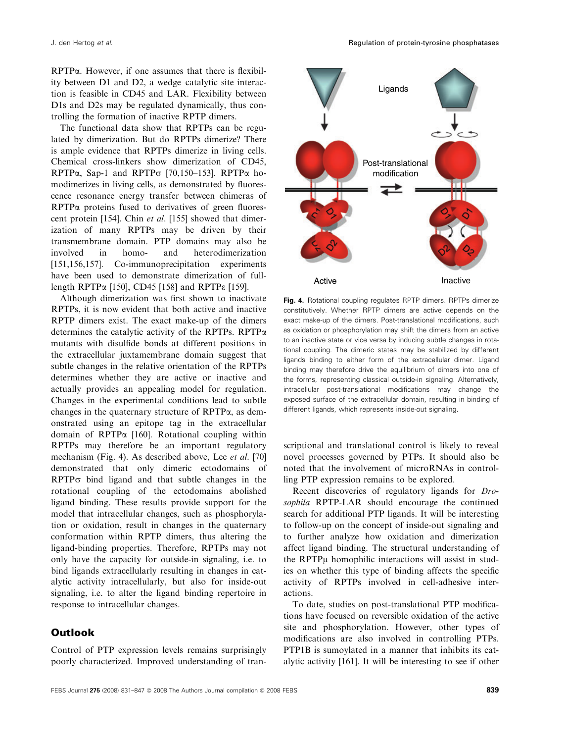RPTPα. However, if one assumes that there is flexibility between D1 and D2, a wedge–catalytic site interaction is feasible in CD45 and LAR. Flexibility between D1s and D2s may be regulated dynamically, thus controlling the formation of inactive RPTP dimers.

The functional data show that RPTPs can be regulated by dimerization. But do RPTPs dimerize? There is ample evidence that RPTPs dimerize in living cells. Chemical cross-linkers show dimerization of CD45, RPTPα, Sap-1 and RPTPσ [70,150–153]. RPTPα homodimerizes in living cells, as demonstrated by fluorescence resonance energy transfer between chimeras of RPTPα proteins fused to derivatives of green fluorescent protein [154]. Chin *et al*. [155] showed that dimerization of many RPTPs may be driven by their transmembrane domain. PTP domains may also be involved in homo- and heterodimerization [151,156,157]. Co-immunoprecipitation experiments have been used to demonstrate dimerization of full-length RPTPα [150], CD45 [158] and RPTPε [159].

Although dimerization was first shown to inactivate RPTPs, it is now evident that both active and inactive RPTP dimers exist. The exact make-up of the dimers determines the catalytic activity of the RPTPs. RPTPα mutants with disulfide bonds at different positions in the extracellular juxtamembrane domain suggest that subtle changes in the relative orientation of the RPTPs determines whether they are active or inactive and actually provides an appealing model for regulation. Changes in the experimental conditions lead to subtle changes in the quaternary structure of RPTPα, as demonstrated using an epitope tag in the extracellular domain of RPTPα [160]. Rotational coupling within RPTPs may therefore be an important regulatory mechanism (Fig. 4). As described above, Lee *et al*. [70] demonstrated that only dimeric ectodomains of RPTPσ bind ligand and that subtle changes in the rotational coupling of the ectodomains abolished ligand binding. These results provide support for the model that intracellular changes, such as phosphorylation or oxidation, result in changes in the quaternary conformation within RPTP dimers, thus altering the ligand-binding properties. Therefore, RPTPs may not only have the capacity for outside-in signaling, i.e. to bind ligands extracellularly resulting in changes in catalytic activity intracellularly, but also for inside-out signaling, i.e. to alter the ligand binding repertoire in response to intracellular changes.

Ligands

Post-translational modification

D1 D1 D2 D2

D1 D1 D2 D2

Active

Inactive

**Fig. 4.** Rotational coupling regulates RPTP dimers. RPTPs dimerize constitutively. Whether RPTP dimers are active depends on the exact make-up of the dimers. Post-translational modifications, such as oxidation or phosphorylation may shift the dimers from an active to an inactive state or vice versa by inducing subtle changes in rotational coupling. The dimeric states may be stabilized by different ligands binding to either form of the extracellular dimer. Ligand binding may therefore drive the equilibrium of dimers into one of the forms, representing classical outside-in signaling. Alternatively, intracellular post-translational modifications may change the exposed surface of the extracellular domain, resulting in binding of different ligands, which represents inside-out signaling.

## Outlook

Control of PTP expression levels remains surprisingly poorly characterized. Improved understanding of transcriptional and translational control is likely to reveal novel processes governed by PTPs. It should also be noted that the involvement of microRNAs in controlling PTP expression remains to be explored.

Recent discoveries of regulatory ligands for *Drosophila* RPTP-LAR should encourage the continued search for additional PTP ligands. It will be interesting to follow-up on the concept of inside-out signaling and to further analyze how oxidation and dimerization affect ligand binding. The structural understanding of the RPTPμ homophilic interactions will assist in studies on whether this type of binding affects the specific activity of RPTPs involved in cell-adhesive interactions.

To date, studies on post-translational PTP modifications have focused on reversible oxidation of the active site and phosphorylation. However, other types of modifications are also involved in controlling PTPs. PTP1B is sumoylated in a manner that inhibits its catalytic activity [161]. It will be interesting to see if other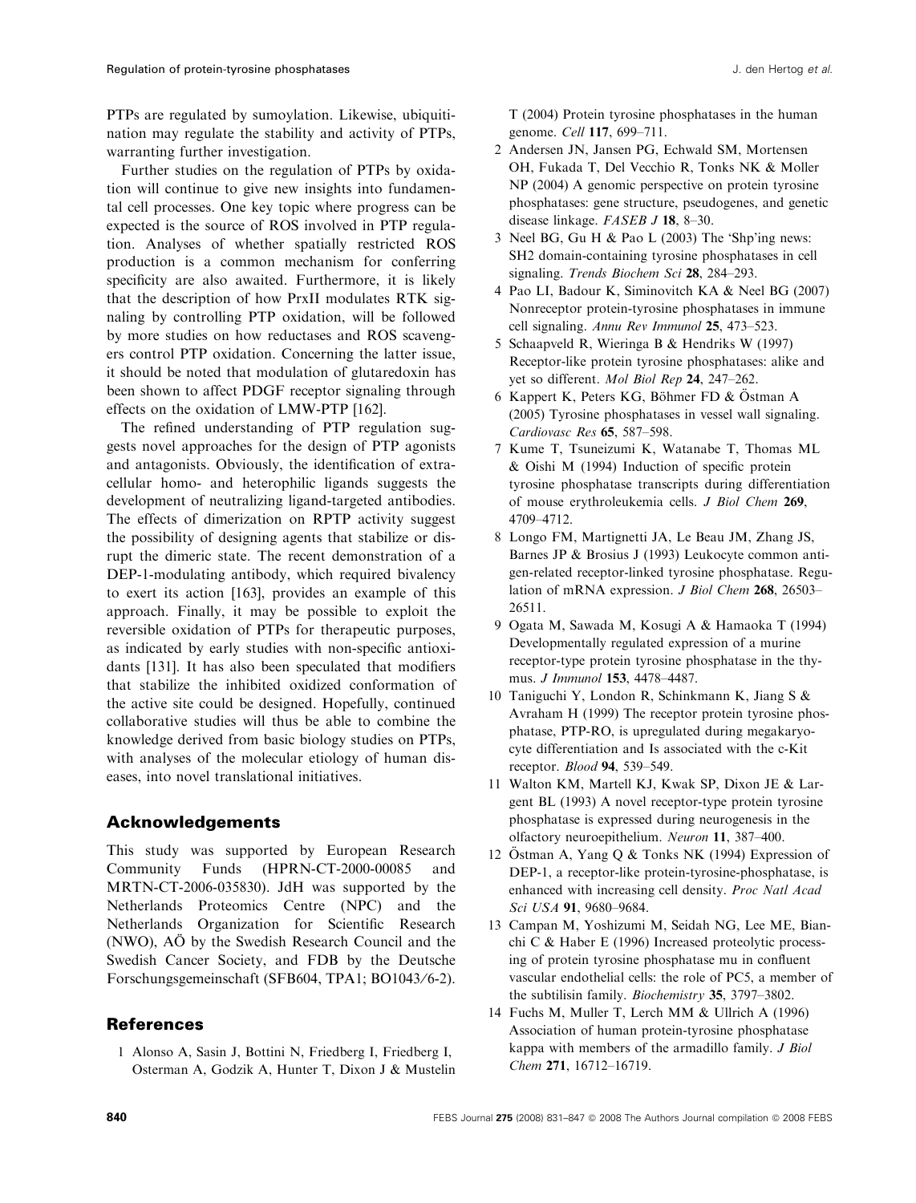PTPs are regulated by sumoylation. Likewise, ubiquitination may regulate the stability and activity of PTPs, warranting further investigation.

Further studies on the regulation of PTPs by oxidation will continue to give new insights into fundamental cell processes. One key topic where progress can be expected is the source of ROS involved in PTP regulation. Analyses of whether spatially restricted ROS production is a common mechanism for conferring specificity are also awaited. Furthermore, it is likely that the description of how PrxII modulates RTK signaling by controlling PTP oxidation, will be followed by more studies on how reductases and ROS scavengers control PTP oxidation. Concerning the latter issue, it should be noted that modulation of glutaredoxin has been shown to affect PDGF receptor signaling through effects on the oxidation of LMW-PTP [162].

The refined understanding of PTP regulation suggests novel approaches for the design of PTP agonists and antagonists. Obviously, the identification of extracellular homo- and heterophilic ligands suggests the development of neutralizing ligand-targeted antibodies. The effects of dimerization on RPTP activity suggest the possibility of designing agents that stabilize or disrupt the dimeric state. The recent demonstration of a DEP-1-modulating antibody, which required bivalency to exert its action [163], provides an example of this approach. Finally, it may be possible to exploit the reversible oxidation of PTPs for therapeutic purposes, as indicated by early studies with non-specific antioxidants [131]. It has also been speculated that modifiers that stabilize the inhibited oxidized conformation of the active site could be designed. Hopefully, continued collaborative studies will thus be able to combine the knowledge derived from basic biology studies on PTPs, with analyses of the molecular etiology of human diseases, into novel translational initiatives.

## Acknowledgements

This study was supported by European Research Community Funds (HPRN-CT-2000-00085 and MRTN-CT-2006-035830). JdH was supported by the Netherlands Proteomics Centre (NPC) and the Netherlands Organization for Scientific Research (NWO), AÖ by the Swedish Research Council and the Swedish Cancer Society, and FDB by the Deutsche Forschungsgemeinschaft (SFB604, TPA1; BO1043/6-2).

## References

1 Alonso A, Sasin J, Bottini N, Friedberg I, Friedberg I, Osterman A, Godzik A, Hunter T, Dixon J & Mustelin T (2004) Protein tyrosine phosphatases in the human genome. *Cell* **117**, 699–711.

2 Andersen JN, Jansen PG, Echwald SM, Mortensen OH, Fukada T, Del Vecchio R, Tonks NK & Moller NP (2004) A genomic perspective on protein tyrosine phosphatases: gene structure, pseudogenes, and genetic disease linkage. *FASEB J* **18**, 8–30.

3 Neel BG, Gu H & Pao L (2003) The 'Shp'ing news: SH2 domain-containing tyrosine phosphatases in cell signaling. *Trends Biochem Sci* **28**, 284–293.

4 Pao LI, Badour K, Siminovitch KA & Neel BG (2007) Nonreceptor protein-tyrosine phosphatases in immune cell signaling. *Annu Rev Immunol* **25**, 473–523.

5 Schaapveld R, Wieringa B & Hendriks W (1997) Receptor-like protein tyrosine phosphatases: alike and yet so different. *Mol Biol Rep* **24**, 247–262.

6 Kappert K, Peters KG, Böhmer FD & Östman A (2005) Tyrosine phosphatases in vessel wall signaling. *Cardiovasc Res* **65**, 587–598.

7 Kume T, Tsuneizumi K, Watanabe T, Thomas ML & Oishi M (1994) Induction of specific protein tyrosine phosphatase transcripts during differentiation of mouse erythroleukemia cells. *J Biol Chem* **269**, 4709–4712.

8 Longo FM, Martignetti JA, Le Beau JM, Zhang JS, Barnes JP & Brosius J (1993) Leukocyte common antigen-related receptor-linked tyrosine phosphatase. Regulation of mRNA expression. *J Biol Chem* **268**, 26503–26511.

9 Ogata M, Sawada M, Kosugi A & Hamaoka T (1994) Developmentally regulated expression of a murine receptor-type protein tyrosine phosphatase in the thymus. *J Immunol* **153**, 4478–4487.

10 Taniguchi Y, London R, Schinkmann K, Jiang S & Avraham H (1999) The receptor protein tyrosine phosphatase, PTP-RO, is upregulated during megakaryocyte differentiation and Is associated with the c-Kit receptor. *Blood* **94**, 539–549.

11 Walton KM, Martell KJ, Kwak SP, Dixon JE & Largent BL (1993) A novel receptor-type protein tyrosine phosphatase is expressed during neurogenesis in the olfactory neuroepithelium. *Neuron* **11**, 387–400.

12 Östman A, Yang Q & Tonks NK (1994) Expression of DEP-1, a receptor-like protein-tyrosine-phosphatase, is enhanced with increasing cell density. *Proc Natl Acad Sci USA* **91**, 9680–9684.

13 Campan M, Yoshizumi M, Seidah NG, Lee ME, Bianchi C & Haber E (1996) Increased proteolytic processing of protein tyrosine phosphatase mu in confluent vascular endothelial cells: the role of PC5, a member of the subtilisin family. *Biochemistry* **35**, 3797–3802.

14 Fuchs M, Muller T, Lerch MM & Ullrich A (1996) Association of human protein-tyrosine phosphatase kappa with members of the armadillo family. *J Biol Chem* **271**, 16712–16719.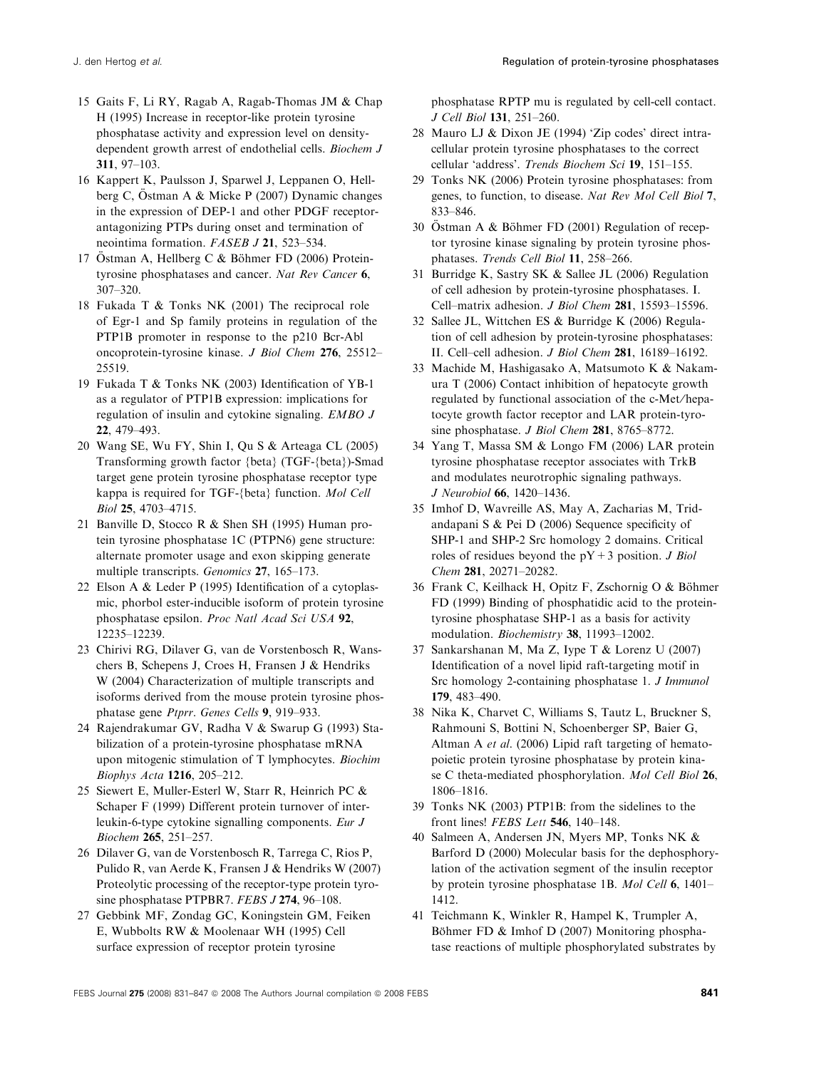15 Gaits F, Li RY, Ragab A, Ragab-Thomas JM & Chap H (1995) Increase in receptor-like protein tyrosine phosphatase activity and expression level on density-dependent growth arrest of endothelial cells. *Biochem J* **311**, 97–103.

16 Kappert K, Paulsson J, Sparwel J, Leppanen O, Hellberg C, Östman A & Micke P (2007) Dynamic changes in the expression of DEP-1 and other PDGF receptor-antagonizing PTPs during onset and termination of neointima formation. *FASEB J* **21**, 523–534.

17 Östman A, Hellberg C & Böhmer FD (2006) Protein-tyrosine phosphatases and cancer. *Nat Rev Cancer* **6**, 307–320.

18 Fukada T & Tonks NK (2001) The reciprocal role of Egr-1 and Sp family proteins in regulation of the PTP1B promoter in response to the p210 Bcr-Abl oncoprotein-tyrosine kinase. *J Biol Chem* **276**, 25512–25519.

19 Fukada T & Tonks NK (2003) Identification of YB-1 as a regulator of PTP1B expression: implications for regulation of insulin and cytokine signaling. *EMBO J* **22**, 479–493.

20 Wang SE, Wu FY, Shin I, Qu S & Arteaga CL (2005) Transforming growth factor {beta} (TGF-{beta})-Smad target gene protein tyrosine phosphatase receptor type kappa is required for TGF-{beta} function. *Mol Cell Biol* **25**, 4703–4715.

21 Banville D, Stocco R & Shen SH (1995) Human protein tyrosine phosphatase 1C (PTPN6) gene structure: alternate promoter usage and exon skipping generate multiple transcripts. *Genomics* **27**, 165–173.

22 Elson A & Leder P (1995) Identification of a cytoplasmic, phorbol ester-inducible isoform of protein tyrosine phosphatase epsilon. *Proc Natl Acad Sci USA* **92**, 12235–12239.

23 Chirivi RG, Dilaver G, van de Vorstenbosch R, Wanschers B, Schepens J, Croes H, Fransen J & Hendriks W (2004) Characterization of multiple transcripts and isoforms derived from the mouse protein tyrosine phosphatase gene *Ptprr*. *Genes Cells* **9**, 919–933.

24 Rajendrakumar GV, Radha V & Swarup G (1993) Stabilization of a protein-tyrosine phosphatase mRNA upon mitogenic stimulation of T lymphocytes. *Biochim Biophys Acta* **1216**, 205–212.

25 Siewert E, Muller-Esterl W, Starr R, Heinrich PC & Schaper F (1999) Different protein turnover of interleukin-6-type cytokine signalling components. *Eur J Biochem* **265**, 251–257.

26 Dilaver G, van de Vorstenbosch R, Tarrega C, Rios P, Pulido R, van Aerde K, Fransen J & Hendriks W (2007) Proteolytic processing of the receptor-type protein tyrosine phosphatase PTPBR7. *FEBS J* **274**, 96–108.

27 Gebbink MF, Zondag GC, Koningstein GM, Feiken E, Wubbolts RW & Moolenaar WH (1995) Cell surface expression of receptor protein tyrosine phosphatase RPTP mu is regulated by cell-cell contact. *J Cell Biol* **131**, 251–260.

28 Mauro LJ & Dixon JE (1994) 'Zip codes' direct intracellular protein tyrosine phosphatases to the correct cellular 'address'. *Trends Biochem Sci* **19**, 151–155.

29 Tonks NK (2006) Protein tyrosine phosphatases: from genes, to function, to disease. *Nat Rev Mol Cell Biol* **7**, 833–846.

30 Östman A & Böhmer FD (2001) Regulation of receptor tyrosine kinase signaling by protein tyrosine phosphatases. *Trends Cell Biol* **11**, 258–266.

31 Burridge K, Sastry SK & Sallee JL (2006) Regulation of cell adhesion by protein-tyrosine phosphatases. I. Cell–matrix adhesion. *J Biol Chem* **281**, 15593–15596.

32 Sallee JL, Wittchen ES & Burridge K (2006) Regulation of cell adhesion by protein-tyrosine phosphatases: II. Cell–cell adhesion. *J Biol Chem* **281**, 16189–16192.

33 Machide M, Hashigasako A, Matsumoto K & Nakamura T (2006) Contact inhibition of hepatocyte growth regulated by functional association of the c-Met/hepatocyte growth factor receptor and LAR protein-tyrosine phosphatase. *J Biol Chem* **281**, 8765–8772.

34 Yang T, Massa SM & Longo FM (2006) LAR protein tyrosine phosphatase receptor associates with TrkB and modulates neurotrophic signaling pathways. *J Neurobiol* **66**, 1420–1436.

35 Imhof D, Wavreille AS, May A, Zacharias M, Tridandapani S & Pei D (2006) Sequence specificity of SHP-1 and SHP-2 Src homology 2 domains. Critical roles of residues beyond the pY + 3 position. *J Biol Chem* **281**, 20271–20282.

36 Frank C, Keilhack H, Opitz F, Zschornig O & Böhmer FD (1999) Binding of phosphatidic acid to the protein-tyrosine phosphatase SHP-1 as a basis for activity modulation. *Biochemistry* **38**, 11993–12002.

37 Sankarshanan M, Ma Z, Iype T & Lorenz U (2007) Identification of a novel lipid raft-targeting motif in Src homology 2-containing phosphatase 1. *J Immunol* **179**, 483–490.

38 Nika K, Charvet C, Williams S, Tautz L, Bruckner S, Rahmouni S, Bottini N, Schoenberger SP, Baier G, Altman A *et al.* (2006) Lipid raft targeting of hematopoietic protein tyrosine phosphatase by protein kinase C theta-mediated phosphorylation. *Mol Cell Biol* **26**, 1806–1816.

39 Tonks NK (2003) PTP1B: from the sidelines to the front lines! *FEBS Lett* **546**, 140–148.

40 Salmeen A, Andersen JN, Myers MP, Tonks NK & Barford D (2000) Molecular basis for the dephosphorylation of the activation segment of the insulin receptor by protein tyrosine phosphatase 1B. *Mol Cell* **6**, 1401–1412.

41 Teichmann K, Winkler R, Hampel K, Trumpler A, Böhmer FD & Imhof D (2007) Monitoring phosphatase reactions of multiple phosphorylated substrates by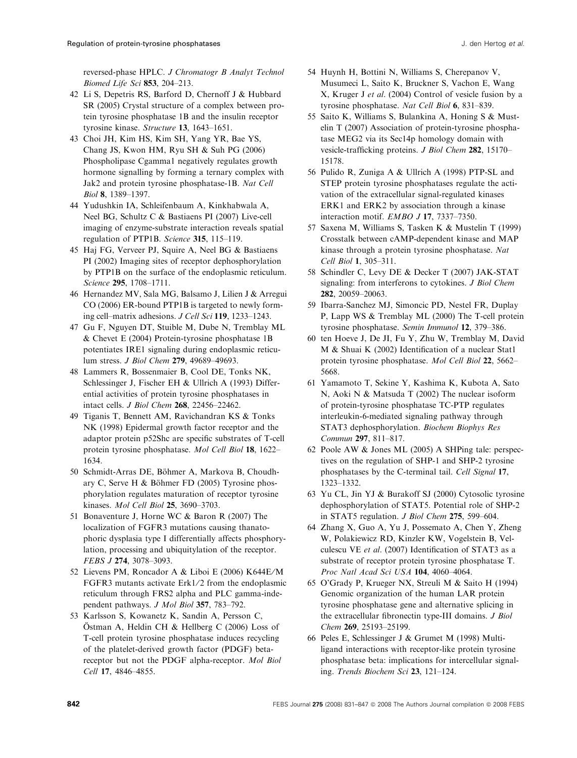reversed-phase HPLC. *J Chromatogr B Analyt Technol Biomed Life Sci* **853**, 204–213.

42 Li S, Depetris RS, Barford D, Chernoff J & Hubbard SR (2005) Crystal structure of a complex between protein tyrosine phosphatase 1B and the insulin receptor tyrosine kinase. *Structure* **13**, 1643–1651.

43 Choi JH, Kim HS, Kim SH, Yang YR, Bae YS, Chang JS, Kwon HM, Ryu SH & Suh PG (2006) Phospholipase Cgamma1 negatively regulates growth hormone signalling by forming a ternary complex with Jak2 and protein tyrosine phosphatase-1B. *Nat Cell Biol* **8**, 1389–1397.

44 Yudushkin IA, Schleifenbaum A, Kinkhabwala A, Neel BG, Schultz C & Bastiaens PI (2007) Live-cell imaging of enzyme-substrate interaction reveals spatial regulation of PTP1B. *Science* **315**, 115–119.

45 Haj FG, Verveer PJ, Squire A, Neel BG & Bastiaens PI (2002) Imaging sites of receptor dephosphorylation by PTP1B on the surface of the endoplasmic reticulum. *Science* **295**, 1708–1711.

46 Hernandez MV, Sala MG, Balsamo J, Lilien J & Arregui CO (2006) ER-bound PTP1B is targeted to newly forming cell–matrix adhesions. *J Cell Sci* **119**, 1233–1243.

47 Gu F, Nguyen DT, Stuible M, Dube N, Tremblay ML & Chevet E (2004) Protein-tyrosine phosphatase 1B potentiates IRE1 signaling during endoplasmic reticulum stress. *J Biol Chem* **279**, 49689–49693.

48 Lammers R, Bossenmaier B, Cool DE, Tonks NK, Schlessinger J, Fischer EH & Ullrich A (1993) Differential activities of protein tyrosine phosphatases in intact cells. *J Biol Chem* **268**, 22456–22462.

49 Tiganis T, Bennett AM, Ravichandran KS & Tonks NK (1998) Epidermal growth factor receptor and the adaptor protein p52Shc are specific substrates of T-cell protein tyrosine phosphatase. *Mol Cell Biol* **18**, 1622–1634.

50 Schmidt-Arras DE, Böhmer A, Markova B, Choudhary C, Serve H & Böhmer FD (2005) Tyrosine phosphorylation regulates maturation of receptor tyrosine kinases. *Mol Cell Biol* **25**, 3690–3703.

51 Bonaventure J, Horne WC & Baron R (2007) The localization of FGFR3 mutations causing thanatophoric dysplasia type I differentially affects phosphorylation, processing and ubiquitylation of the receptor. *FEBS J* **274**, 3078–3093.

52 Lievens PM, Roncador A & Liboi E (2006) K644E/M FGFR3 mutants activate Erk1/2 from the endoplasmic reticulum through FRS2 alpha and PLC gamma-independent pathways. *J Mol Biol* **357**, 783–792.

53 Karlsson S, Kowanetz K, Sandin A, Persson C, Östman A, Heldin CH & Hellberg C (2006) Loss of T-cell protein tyrosine phosphatase induces recycling of the platelet-derived growth factor (PDGF) beta-receptor but not the PDGF alpha-receptor. *Mol Biol Cell* **17**, 4846–4855.

54 Huynh H, Bottini N, Williams S, Cherepanov V, Musumeci L, Saito K, Bruckner S, Vachon E, Wang X, Kruger J *et al.* (2004) Control of vesicle fusion by a tyrosine phosphatase. *Nat Cell Biol* **6**, 831–839.

55 Saito K, Williams S, Bulankina A, Honing S & Mustelin T (2007) Association of protein-tyrosine phosphatase MEG2 via its Sec14p homology domain with vesicle-trafficking proteins. *J Biol Chem* **282**, 15170–15178.

56 Pulido R, Zuniga A & Ullrich A (1998) PTP-SL and STEP protein tyrosine phosphatases regulate the activation of the extracellular signal-regulated kinases ERK1 and ERK2 by association through a kinase interaction motif. *EMBO J* **17**, 7337–7350.

57 Saxena M, Williams S, Tasken K & Mustelin T (1999) Crosstalk between cAMP-dependent kinase and MAP kinase through a protein tyrosine phosphatase. *Nat Cell Biol* **1**, 305–311.

58 Schindler C, Levy DE & Decker T (2007) JAK-STAT signaling: from interferons to cytokines. *J Biol Chem* **282**, 20059–20063.

59 Ibarra-Sanchez MJ, Simoncic PD, Nestel FR, Duplay P, Lapp WS & Tremblay ML (2000) The T-cell protein tyrosine phosphatase. *Semin Immunol* **12**, 379–386.

60 ten Hoeve J, De JI, Fu Y, Zhu W, Tremblay M, David M & Shuai K (2002) Identification of a nuclear Stat1 protein tyrosine phosphatase. *Mol Cell Biol* **22**, 5662–5668.

61 Yamamoto T, Sekine Y, Kashima K, Kubota A, Sato N, Aoki N & Matsuda T (2002) The nuclear isoform of protein-tyrosine phosphatase TC-PTP regulates interleukin-6-mediated signaling pathway through STAT3 dephosphorylation. *Biochem Biophys Res Commun* **297**, 811–817.

62 Poole AW & Jones ML (2005) A SHPing tale: perspectives on the regulation of SHP-1 and SHP-2 tyrosine phosphatases by the C-terminal tail. *Cell Signal* **17**, 1323–1332.

63 Yu CL, Jin YJ & Burakoff SJ (2000) Cytosolic tyrosine dephosphorylation of STAT5. Potential role of SHP-2 in STAT5 regulation. *J Biol Chem* **275**, 599–604.

64 Zhang X, Guo A, Yu J, Possemato A, Chen Y, Zheng W, Polakiewicz RD, Kinzler KW, Vogelstein B, Velculescu VE *et al.* (2007) Identification of STAT3 as a substrate of receptor protein tyrosine phosphatase T. *Proc Natl Acad Sci USA* **104**, 4060–4064.

65 O'Grady P, Krueger NX, Streuli M & Saito H (1994) Genomic organization of the human LAR protein tyrosine phosphatase gene and alternative splicing in the extracellular fibronectin type-III domains. *J Biol Chem* **269**, 25193–25199.

66 Peles E, Schlessinger J & Grumet M (1998) Multi-ligand interactions with receptor-like protein tyrosine phosphatase beta: implications for intercellular signaling. *Trends Biochem Sci* **23**, 121–124.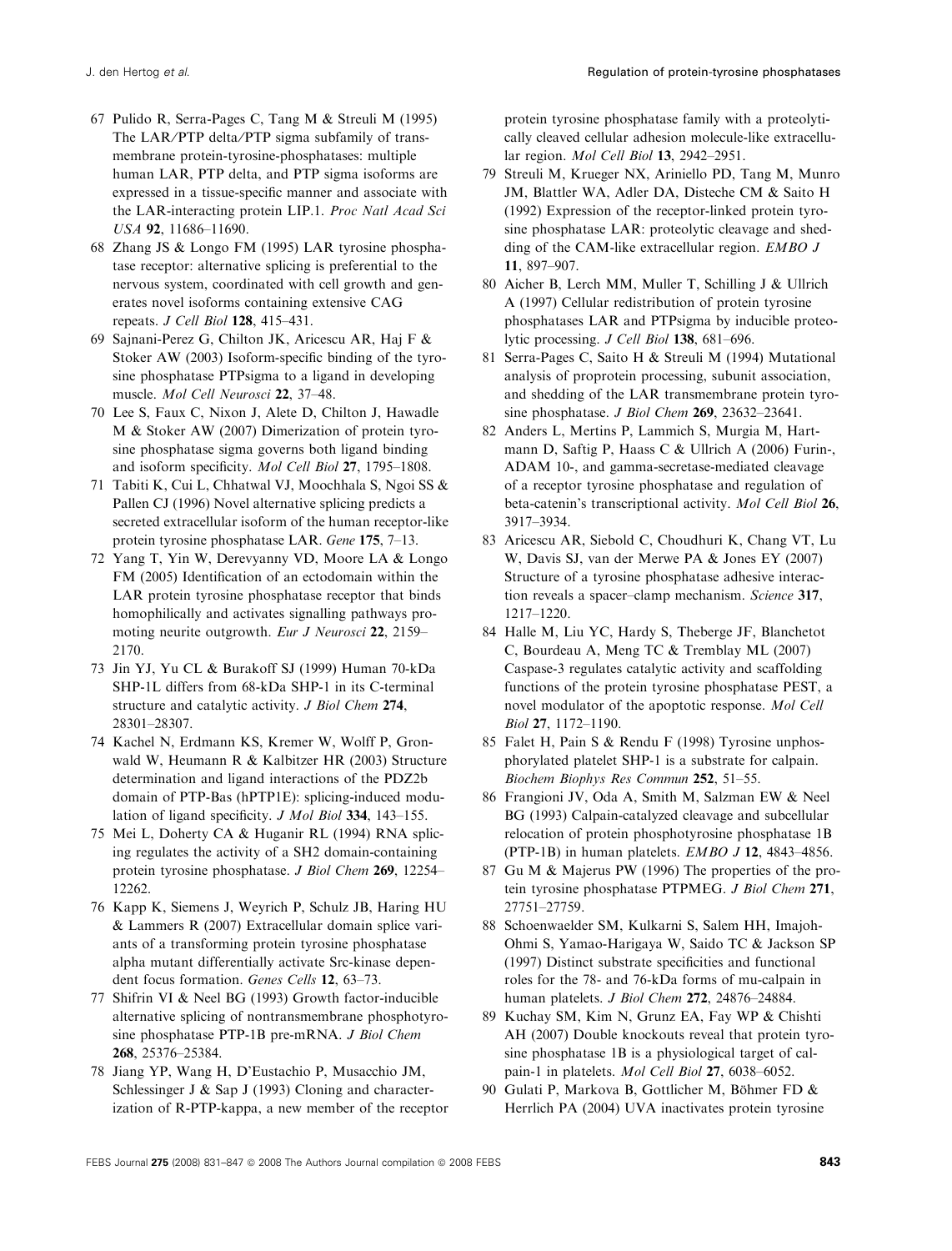67 Pulido R, Serra-Pages C, Tang M & Streuli M (1995) The LAR/PTP delta/PTP sigma subfamily of transmembrane protein-tyrosine-phosphatases: multiple human LAR, PTP delta, and PTP sigma isoforms are expressed in a tissue-specific manner and associate with the LAR-interacting protein LIP.1. *Proc Natl Acad Sci USA* **92**, 11686–11690.

68 Zhang JS & Longo FM (1995) LAR tyrosine phosphatase receptor: alternative splicing is preferential to the nervous system, coordinated with cell growth and generates novel isoforms containing extensive CAG repeats. *J Cell Biol* **128**, 415–431.

69 Sajnani-Perez G, Chilton JK, Aricescu AR, Haj F & Stoker AW (2003) Isoform-specific binding of the tyrosine phosphatase PTPsigma to a ligand in developing muscle. *Mol Cell Neurosci* **22**, 37–48.

70 Lee S, Faux C, Nixon J, Alete D, Chilton J, Hawadle M & Stoker AW (2007) Dimerization of protein tyrosine phosphatase sigma governs both ligand binding and isoform specificity. *Mol Cell Biol* **27**, 1795–1808.

71 Tabiti K, Cui L, Chhatwal VJ, Moochhala S, Ngoi SS & Pallen CJ (1996) Novel alternative splicing predicts a secreted extracellular isoform of the human receptor-like protein tyrosine phosphatase LAR. *Gene* **175**, 7–13.

72 Yang T, Yin W, Derevyanny VD, Moore LA & Longo FM (2005) Identification of an ectodomain within the LAR protein tyrosine phosphatase receptor that binds homophilically and activates signalling pathways promoting neurite outgrowth. *Eur J Neurosci* **22**, 2159–2170.

73 Jin YJ, Yu CL & Burakoff SJ (1999) Human 70-kDa SHP-1L differs from 68-kDa SHP-1 in its C-terminal structure and catalytic activity. *J Biol Chem* **274**, 28301–28307.

74 Kachel N, Erdmann KS, Kremer W, Wolff P, Gronwald W, Heumann R & Kalbitzer HR (2003) Structure determination and ligand interactions of the PDZ2b domain of PTP-Bas (hPTP1E): splicing-induced modulation of ligand specificity. *J Mol Biol* **334**, 143–155.

75 Mei L, Doherty CA & Huganir RL (1994) RNA splicing regulates the activity of a SH2 domain-containing protein tyrosine phosphatase. *J Biol Chem* **269**, 12254–12262.

76 Kapp K, Siemens J, Weyrich P, Schulz JB, Haring HU & Lammers R (2007) Extracellular domain splice variants of a transforming protein tyrosine phosphatase alpha mutant differentially activate Src-kinase dependent focus formation. *Genes Cells* **12**, 63–73.

77 Shifrin VI & Neel BG (1993) Growth factor-inducible alternative splicing of nontransmembrane phosphotyrosine phosphatase PTP-1B pre-mRNA. *J Biol Chem* **268**, 25376–25384.

78 Jiang YP, Wang H, D'Eustachio P, Musacchio JM, Schlessinger J & Sap J (1993) Cloning and characterization of R-PTP-kappa, a new member of the receptor protein tyrosine phosphatase family with a proteolytically cleaved cellular adhesion molecule-like extracellular region. *Mol Cell Biol* **13**, 2942–2951.

79 Streuli M, Krueger NX, Ariniello PD, Tang M, Munro JM, Blattler WA, Adler DA, Disteche CM & Saito H (1992) Expression of the receptor-linked protein tyrosine phosphatase LAR: proteolytic cleavage and shedding of the CAM-like extracellular region. *EMBO J* **11**, 897–907.

80 Aicher B, Lerch MM, Muller T, Schilling J & Ullrich A (1997) Cellular redistribution of protein tyrosine phosphatases LAR and PTPsigma by inducible proteolytic processing. *J Cell Biol* **138**, 681–696.

81 Serra-Pages C, Saito H & Streuli M (1994) Mutational analysis of proprotein processing, subunit association, and shedding of the LAR transmembrane protein tyrosine phosphatase. *J Biol Chem* **269**, 23632–23641.

82 Anders L, Mertins P, Lammich S, Murgia M, Hartmann D, Saftig P, Haass C & Ullrich A (2006) Furin-, ADAM 10-, and gamma-secretase-mediated cleavage of a receptor tyrosine phosphatase and regulation of beta-catenin's transcriptional activity. *Mol Cell Biol* **26**, 3917–3934.

83 Aricescu AR, Siebold C, Choudhuri K, Chang VT, Lu W, Davis SJ, van der Merwe PA & Jones EY (2007) Structure of a tyrosine phosphatase adhesive interaction reveals a spacer–clamp mechanism. *Science* **317**, 1217–1220.

84 Halle M, Liu YC, Hardy S, Theberge JF, Blanchetot C, Bourdeau A, Meng TC & Tremblay ML (2007) Caspase-3 regulates catalytic activity and scaffolding functions of the protein tyrosine phosphatase PEST, a novel modulator of the apoptotic response. *Mol Cell Biol* **27**, 1172–1190.

85 Falet H, Pain S & Rendu F (1998) Tyrosine unphosphorylated platelet SHP-1 is a substrate for calpain. *Biochem Biophys Res Commun* **252**, 51–55.

86 Frangioni JV, Oda A, Smith M, Salzman EW & Neel BG (1993) Calpain-catalyzed cleavage and subcellular relocation of protein phosphotyrosine phosphatase 1B (PTP-1B) in human platelets. *EMBO J* **12**, 4843–4856.

87 Gu M & Majerus PW (1996) The properties of the protein tyrosine phosphatase PTPMEG. *J Biol Chem* **271**, 27751–27759.

88 Schoenwaelder SM, Kulkarni S, Salem HH, Imajoh-Ohmi S, Yamao-Harigaya W, Saido TC & Jackson SP (1997) Distinct substrate specificities and functional roles for the 78- and 76-kDa forms of mu-calpain in human platelets. *J Biol Chem* **272**, 24876–24884.

89 Kuchay SM, Kim N, Grunz EA, Fay WP & Chishti AH (2007) Double knockouts reveal that protein tyrosine phosphatase 1B is a physiological target of calpain-1 in platelets. *Mol Cell Biol* **27**, 6038–6052.

90 Gulati P, Markova B, Gottlicher M, Böhmer FD & Herrlich PA (2004) UVA inactivates protein tyrosine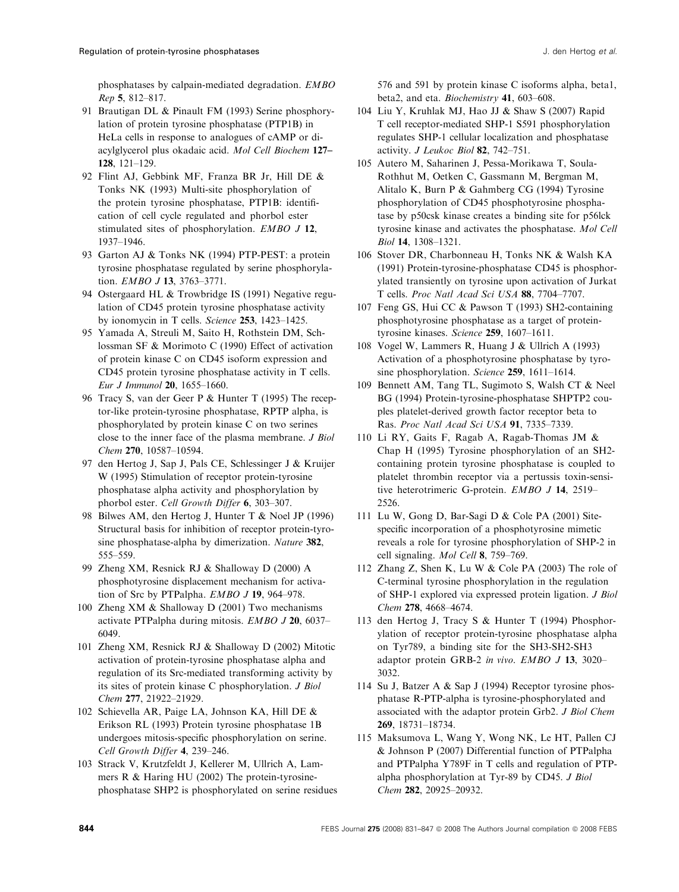phosphatases by calpain-mediated degradation. *EMBO Rep* **5**, 812–817.

91 Brautigan DL & Pinault FM (1993) Serine phosphorylation of protein tyrosine phosphatase (PTP1B) in HeLa cells in response to analogues of cAMP or diacylglycerol plus okadaic acid. *Mol Cell Biochem* **127–128**, 121–129.

92 Flint AJ, Gebbink MF, Franza BR Jr, Hill DE & Tonks NK (1993) Multi-site phosphorylation of the protein tyrosine phosphatase, PTP1B: identification of cell cycle regulated and phorbol ester stimulated sites of phosphorylation. *EMBO J* **12**, 1937–1946.

93 Garton AJ & Tonks NK (1994) PTP-PEST: a protein tyrosine phosphatase regulated by serine phosphorylation. *EMBO J* **13**, 3763–3771.

94 Ostergaard HL & Trowbridge IS (1991) Negative regulation of CD45 protein tyrosine phosphatase activity by ionomycin in T cells. *Science* **253**, 1423–1425.

95 Yamada A, Streuli M, Saito H, Rothstein DM, Schlossman SF & Morimoto C (1990) Effect of activation of protein kinase C on CD45 isoform expression and CD45 protein tyrosine phosphatase activity in T cells. *Eur J Immunol* **20**, 1655–1660.

96 Tracy S, van der Geer P & Hunter T (1995) The receptor-like protein-tyrosine phosphatase, RPTP alpha, is phosphorylated by protein kinase C on two serines close to the inner face of the plasma membrane. *J Biol Chem* **270**, 10587–10594.

97 den Hertog J, Sap J, Pals CE, Schlessinger J & Kruijer W (1995) Stimulation of receptor protein-tyrosine phosphatase alpha activity and phosphorylation by phorbol ester. *Cell Growth Differ* **6**, 303–307.

98 Bilwes AM, den Hertog J, Hunter T & Noel JP (1996) Structural basis for inhibition of receptor protein-tyrosine phosphatase-alpha by dimerization. *Nature* **382**, 555–559.

99 Zheng XM, Resnick RJ & Shalloway D (2000) A phosphotyrosine displacement mechanism for activation of Src by PTPalpha. *EMBO J* **19**, 964–978.

100 Zheng XM & Shalloway D (2001) Two mechanisms activate PTPalpha during mitosis. *EMBO J* **20**, 6037–6049.

101 Zheng XM, Resnick RJ & Shalloway D (2002) Mitotic activation of protein-tyrosine phosphatase alpha and regulation of its Src-mediated transforming activity by its sites of protein kinase C phosphorylation. *J Biol Chem* **277**, 21922–21929.

102 Schievella AR, Paige LA, Johnson KA, Hill DE & Erikson RL (1993) Protein tyrosine phosphatase 1B undergoes mitosis-specific phosphorylation on serine. *Cell Growth Differ* **4**, 239–246.

103 Strack V, Krutzfeldt J, Kellerer M, Ullrich A, Lammers R & Haring HU (2002) The protein-tyrosine-phosphatase SHP2 is phosphorylated on serine residues 576 and 591 by protein kinase C isoforms alpha, beta1, beta2, and eta. *Biochemistry* **41**, 603–608.

104 Liu Y, Kruhlak MJ, Hao JJ & Shaw S (2007) Rapid T cell receptor-mediated SHP-1 S591 phosphorylation regulates SHP-1 cellular localization and phosphatase activity. *J Leukoc Biol* **82**, 742–751.

105 Autero M, Saharinen J, Pessa-Morikawa T, Soula-Rothhut M, Oetken C, Gassmann M, Bergman M, Alitalo K, Burn P & Gahmberg CG (1994) Tyrosine phosphorylation of CD45 phosphotyrosine phosphatase by p50csk kinase creates a binding site for p56lck tyrosine kinase and activates the phosphatase. *Mol Cell Biol* **14**, 1308–1321.

106 Stover DR, Charbonneau H, Tonks NK & Walsh KA (1991) Protein-tyrosine-phosphatase CD45 is phosphorylated transiently on tyrosine upon activation of Jurkat T cells. *Proc Natl Acad Sci USA* **88**, 7704–7707.

107 Feng GS, Hui CC & Pawson T (1993) SH2-containing phosphotyrosine phosphatase as a target of protein-tyrosine kinases. *Science* **259**, 1607–1611.

108 Vogel W, Lammers R, Huang J & Ullrich A (1993) Activation of a phosphotyrosine phosphatase by tyrosine phosphorylation. *Science* **259**, 1611–1614.

109 Bennett AM, Tang TL, Sugimoto S, Walsh CT & Neel BG (1994) Protein-tyrosine-phosphatase SHPTP2 couples platelet-derived growth factor receptor beta to Ras. *Proc Natl Acad Sci USA* **91**, 7335–7339.

110 Li RY, Gaits F, Ragab A, Ragab-Thomas JM & Chap H (1995) Tyrosine phosphorylation of an SH2-containing protein tyrosine phosphatase is coupled to platelet thrombin receptor via a pertussis toxin-sensitive heterotrimeric G-protein. *EMBO J* **14**, 2519–2526.

111 Lu W, Gong D, Bar-Sagi D & Cole PA (2001) Site-specific incorporation of a phosphotyrosine mimetic reveals a role for tyrosine phosphorylation of SHP-2 in cell signaling. *Mol Cell* **8**, 759–769.

112 Zhang Z, Shen K, Lu W & Cole PA (2003) The role of C-terminal tyrosine phosphorylation in the regulation of SHP-1 explored via expressed protein ligation. *J Biol Chem* **278**, 4668–4674.

113 den Hertog J, Tracy S & Hunter T (1994) Phosphorylation of receptor protein-tyrosine phosphatase alpha on Tyr789, a binding site for the SH3-SH2-SH3 adaptor protein GRB-2 *in vivo*. *EMBO J* **13**, 3020–3032.

114 Su J, Batzer A & Sap J (1994) Receptor tyrosine phosphatase R-PTP-alpha is tyrosine-phosphorylated and associated with the adaptor protein Grb2. *J Biol Chem* **269**, 18731–18734.

115 Maksumova L, Wang Y, Wong NK, Le HT, Pallen CJ & Johnson P (2007) Differential function of PTPalpha and PTPalpha Y789F in T cells and regulation of PTPalpha phosphorylation at Tyr-89 by CD45. *J Biol Chem* **282**, 20925–20932.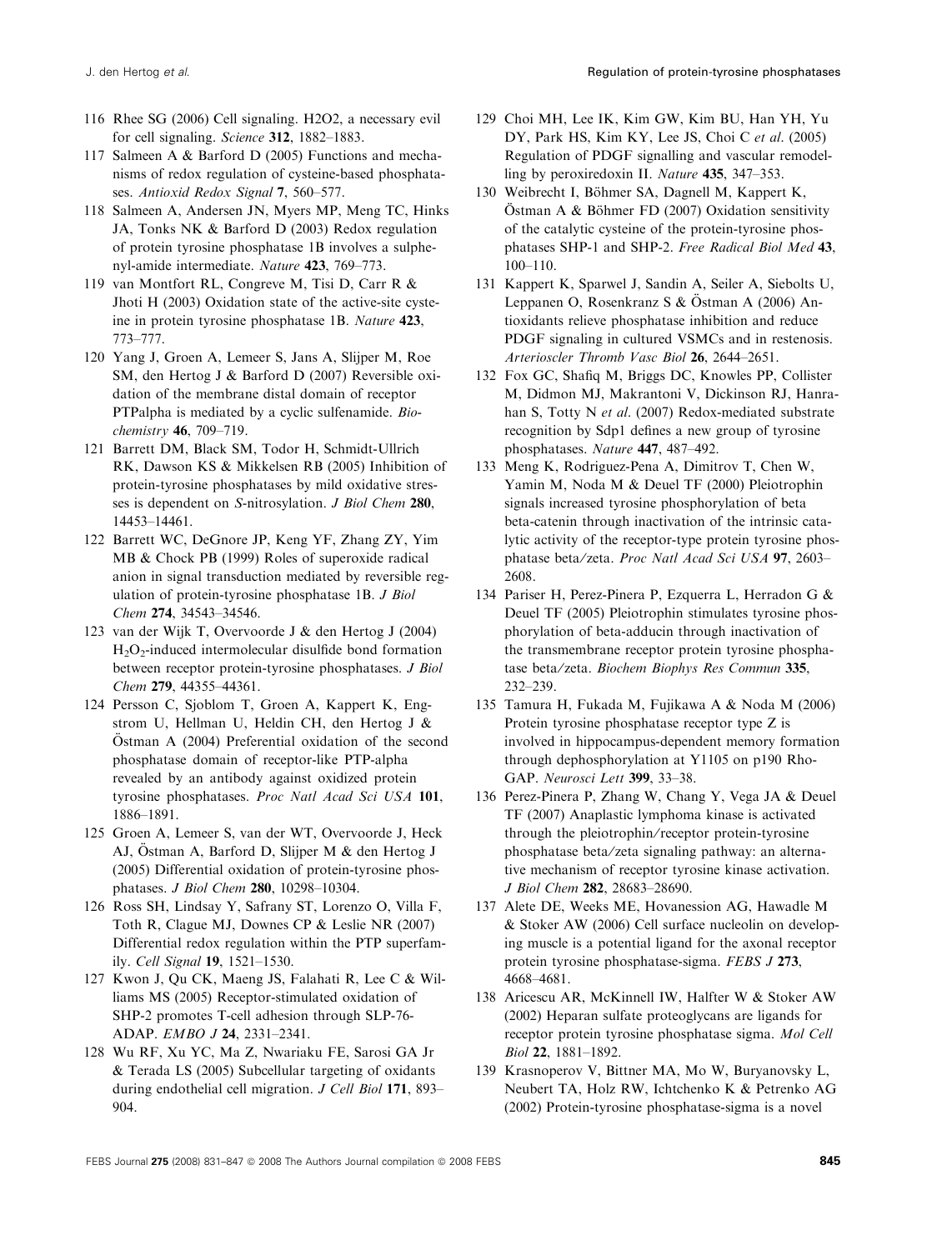116 Rhee SG (2006) Cell signaling. H2O2, a necessary evil for cell signaling. *Science* **312**, 1882–1883.

117 Salmeen A & Barford D (2005) Functions and mechanisms of redox regulation of cysteine-based phosphatases. *Antioxid Redox Signal* **7**, 560–577.

118 Salmeen A, Andersen JN, Myers MP, Meng TC, Hinks JA, Tonks NK & Barford D (2003) Redox regulation of protein tyrosine phosphatase 1B involves a sulphenyl-amide intermediate. *Nature* **423**, 769–773.

119 van Montfort RL, Congreve M, Tisi D, Carr R & Jhoti H (2003) Oxidation state of the active-site cysteine in protein tyrosine phosphatase 1B. *Nature* **423**, 773–777.

120 Yang J, Groen A, Lemeer S, Jans A, Slijper M, Roe SM, den Hertog J & Barford D (2007) Reversible oxidation of the membrane distal domain of receptor PTPalpha is mediated by a cyclic sulfenamide. *Biochemistry* **46**, 709–719.

121 Barrett DM, Black SM, Todor H, Schmidt-Ullrich RK, Dawson KS & Mikkelsen RB (2005) Inhibition of protein-tyrosine phosphatases by mild oxidative stresses is dependent on *S*-nitrosylation. *J Biol Chem* **280**, 14453–14461.

122 Barrett WC, DeGnore JP, Keng YF, Zhang ZY, Yim MB & Chock PB (1999) Roles of superoxide radical anion in signal transduction mediated by reversible regulation of protein-tyrosine phosphatase 1B. *J Biol Chem* **274**, 34543–34546.

123 van der Wijk T, Overvoorde J & den Hertog J (2004) $H_2O_2$-induced intermolecular disulfide bond formation between receptor protein-tyrosine phosphatases. *J Biol Chem* **279**, 44355–44361.

124 Persson C, Sjoblom T, Groen A, Kappert K, Engstrom U, Hellman U, Heldin CH, den Hertog J & Östman A (2004) Preferential oxidation of the second phosphatase domain of receptor-like PTP-alpha revealed by an antibody against oxidized protein tyrosine phosphatases. *Proc Natl Acad Sci USA* **101**, 1886–1891.

125 Groen A, Lemeer S, van der WT, Overvoorde J, Heck AJ, Östman A, Barford D, Slijper M & den Hertog J (2005) Differential oxidation of protein-tyrosine phosphatases. *J Biol Chem* **280**, 10298–10304.

126 Ross SH, Lindsay Y, Safrany ST, Lorenzo O, Villa F, Toth R, Clague MJ, Downes CP & Leslie NR (2007) Differential redox regulation within the PTP superfamily. *Cell Signal* **19**, 1521–1530.

127 Kwon J, Qu CK, Maeng JS, Falahati R, Lee C & Williams MS (2005) Receptor-stimulated oxidation of SHP-2 promotes T-cell adhesion through SLP-76-ADAP. *EMBO J* **24**, 2331–2341.

128 Wu RF, Xu YC, Ma Z, Nwariaku FE, Sarosi GA Jr & Terada LS (2005) Subcellular targeting of oxidants during endothelial cell migration. *J Cell Biol* **171**, 893–904.

129 Choi MH, Lee IK, Kim GW, Kim BU, Han YH, Yu DY, Park HS, Kim KY, Lee JS, Choi C *et al.* (2005) Regulation of PDGF signalling and vascular remodelling by peroxiredoxin II. *Nature* **435**, 347–353.

130 Weibrecht I, Böhmer SA, Dagnell M, Kappert K, Östman A & Böhmer FD (2007) Oxidation sensitivity of the catalytic cysteine of the protein-tyrosine phosphatases SHP-1 and SHP-2. *Free Radical Biol Med* **43**, 100–110.

131 Kappert K, Sparwel J, Sandin A, Seiler A, Siebolts U, Leppanen O, Rosenkranz S & Östman A (2006) Antioxidants relieve phosphatase inhibition and reduce PDGF signaling in cultured VSMCs and in restenosis. *Arterioscler Thromb Vasc Biol* **26**, 2644–2651.

132 Fox GC, Shafiq M, Briggs DC, Knowles PP, Collister M, Didmon MJ, Makrantoni V, Dickinson RJ, Hanrahan S, Totty N *et al.* (2007) Redox-mediated substrate recognition by Sdp1 defines a new group of tyrosine phosphatases. *Nature* **447**, 487–492.

133 Meng K, Rodriguez-Pena A, Dimitrov T, Chen W, Yamin M, Noda M & Deuel TF (2000) Pleiotrophin signals increased tyrosine phosphorylation of beta beta-catenin through inactivation of the intrinsic catalytic activity of the receptor-type protein tyrosine phosphatase beta/zeta. *Proc Natl Acad Sci USA* **97**, 2603–2608.

134 Pariser H, Perez-Pinera P, Ezquerra L, Herradon G & Deuel TF (2005) Pleiotrophin stimulates tyrosine phosphorylation of beta-adducin through inactivation of the transmembrane receptor protein tyrosine phosphatase beta/zeta. *Biochem Biophys Res Commun* **335**, 232–239.

135 Tamura H, Fukada M, Fujikawa A & Noda M (2006) Protein tyrosine phosphatase receptor type Z is involved in hippocampus-dependent memory formation through dephosphorylation at Y1105 on p190 RhoGAP. *Neurosci Lett* **399**, 33–38.

136 Perez-Pinera P, Zhang W, Chang Y, Vega JA & Deuel TF (2007) Anaplastic lymphoma kinase is activated through the pleiotrophin/receptor protein-tyrosine phosphatase beta/zeta signaling pathway: an alternative mechanism of receptor tyrosine kinase activation. *J Biol Chem* **282**, 28683–28690.

137 Alete DE, Weeks ME, Hovanession AG, Hawadle M & Stoker AW (2006) Cell surface nucleolin on developing muscle is a potential ligand for the axonal receptor protein tyrosine phosphatase-sigma. *FEBS J* **273**, 4668–4681.

138 Aricescu AR, McKinnell IW, Halfter W & Stoker AW (2002) Heparan sulfate proteoglycans are ligands for receptor protein tyrosine phosphatase sigma. *Mol Cell Biol* **22**, 1881–1892.

139 Krasnoperov V, Bittner MA, Mo W, Buryanovsky L, Neubert TA, Holz RW, Ichtchenko K & Petrenko AG (2002) Protein-tyrosine phosphatase-sigma is a novel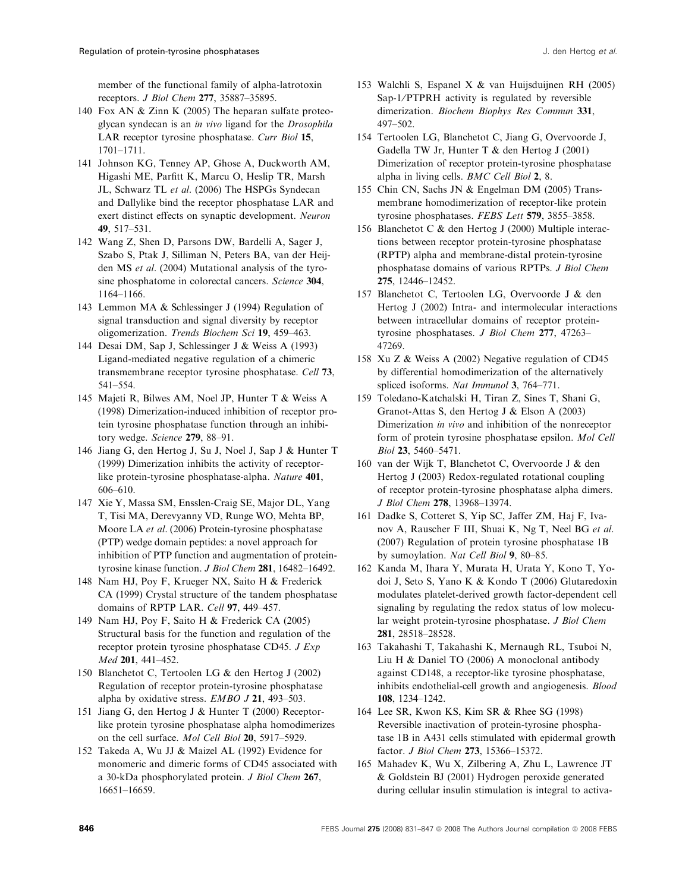member of the functional family of alpha-latrotoxin receptors. *J Biol Chem* **277**, 35887–35895.

140 Fox AN & Zinn K (2005) The heparan sulfate proteoglycan syndecan is an *in vivo* ligand for the *Drosophila* LAR receptor tyrosine phosphatase. *Curr Biol* **15**, 1701–1711.

141 Johnson KG, Tenney AP, Ghose A, Duckworth AM, Higashi ME, Parfitt K, Marcu O, Heslip TR, Marsh JL, Schwarz TL *et al.* (2006) The HSPGs Syndecan and Dallylike bind the receptor phosphatase LAR and exert distinct effects on synaptic development. *Neuron* **49**, 517–531.

142 Wang Z, Shen D, Parsons DW, Bardelli A, Sager J, Szabo S, Ptak J, Silliman N, Peters BA, van der Heijden MS *et al.* (2004) Mutational analysis of the tyrosine phosphatome in colorectal cancers. *Science* **304**, 1164–1166.

143 Lemmon MA & Schlessinger J (1994) Regulation of signal transduction and signal diversity by receptor oligomerization. *Trends Biochem Sci* **19**, 459–463.

144 Desai DM, Sap J, Schlessinger J & Weiss A (1993) Ligand-mediated negative regulation of a chimeric transmembrane receptor tyrosine phosphatase. *Cell* **73**, 541–554.

145 Majeti R, Bilwes AM, Noel JP, Hunter T & Weiss A (1998) Dimerization-induced inhibition of receptor protein tyrosine phosphatase function through an inhibitory wedge. *Science* **279**, 88–91.

146 Jiang G, den Hertog J, Su J, Noel J, Sap J & Hunter T (1999) Dimerization inhibits the activity of receptor-like protein-tyrosine phosphatase-alpha. *Nature* **401**, 606–610.

147 Xie Y, Massa SM, Ensslen-Craig SE, Major DL, Yang T, Tisi MA, Derevyanny VD, Runge WO, Mehta BP, Moore LA *et al.* (2006) Protein-tyrosine phosphatase (PTP) wedge domain peptides: a novel approach for inhibition of PTP function and augmentation of protein-tyrosine kinase function. *J Biol Chem* **281**, 16482–16492.

148 Nam HJ, Poy F, Krueger NX, Saito H & Frederick CA (1999) Crystal structure of the tandem phosphatase domains of RPTP LAR. *Cell* **97**, 449–457.

149 Nam HJ, Poy F, Saito H & Frederick CA (2005) Structural basis for the function and regulation of the receptor protein tyrosine phosphatase CD45. *J Exp Med* **201**, 441–452.

150 Blanchetot C, Tertoolen LG & den Hertog J (2002) Regulation of receptor protein-tyrosine phosphatase alpha by oxidative stress. *EMBO J* **21**, 493–503.

151 Jiang G, den Hertog J & Hunter T (2000) Receptor-like protein tyrosine phosphatase alpha homodimerizes on the cell surface. *Mol Cell Biol* **20**, 5917–5929.

152 Takeda A, Wu JJ & Maizel AL (1992) Evidence for monomeric and dimeric forms of CD45 associated with a 30-kDa phosphorylated protein. *J Biol Chem* **267**, 16651–16659.

153 Walchli S, Espanel X & van Huijsduijnen RH (2005) Sap-1/PTPRH activity is regulated by reversible dimerization. *Biochem Biophys Res Commun* **331**, 497–502.

154 Tertoolen LG, Blanchetot C, Jiang G, Overvoorde J, Gadella TW Jr, Hunter T & den Hertog J (2001) Dimerization of receptor protein-tyrosine phosphatase alpha in living cells. *BMC Cell Biol* **2**, 8.

155 Chin CN, Sachs JN & Engelman DM (2005) Transmembrane homodimerization of receptor-like protein tyrosine phosphatases. *FEBS Lett* **579**, 3855–3858.

156 Blanchetot C & den Hertog J (2000) Multiple interactions between receptor protein-tyrosine phosphatase (RPTP) alpha and membrane-distal protein-tyrosine phosphatase domains of various RPTPs. *J Biol Chem* **275**, 12446–12452.

157 Blanchetot C, Tertoolen LG, Overvoorde J & den Hertog J (2002) Intra- and intermolecular interactions between intracellular domains of receptor protein-tyrosine phosphatases. *J Biol Chem* **277**, 47263–47269.

158 Xu Z & Weiss A (2002) Negative regulation of CD45 by differential homodimerization of the alternatively spliced isoforms. *Nat Immunol* **3**, 764–771.

159 Toledano-Katchalski H, Tiran Z, Sines T, Shani G, Granot-Attas S, den Hertog J & Elson A (2003) Dimerization *in vivo* and inhibition of the nonreceptor form of protein tyrosine phosphatase epsilon. *Mol Cell Biol* **23**, 5460–5471.

160 van der Wijk T, Blanchetot C, Overvoorde J & den Hertog J (2003) Redox-regulated rotational coupling of receptor protein-tyrosine phosphatase alpha dimers. *J Biol Chem* **278**, 13968–13974.

161 Dadke S, Cotteret S, Yip SC, Jaffer ZM, Haj F, Ivanov A, Rauscher F III, Shuai K, Ng T, Neel BG *et al.* (2007) Regulation of protein tyrosine phosphatase 1B by sumoylation. *Nat Cell Biol* **9**, 80–85.

162 Kanda M, Ihara Y, Murata H, Urata Y, Kono T, Yodoi J, Seto S, Yano K & Kondo T (2006) Glutaredoxin modulates platelet-derived growth factor-dependent cell signaling by regulating the redox status of low molecular weight protein-tyrosine phosphatase. *J Biol Chem* **281**, 28518–28528.

163 Takahashi T, Takahashi K, Mernaugh RL, Tsuboi N, Liu H & Daniel TO (2006) A monoclonal antibody against CD148, a receptor-like tyrosine phosphatase, inhibits endothelial-cell growth and angiogenesis. *Blood* **108**, 1234–1242.

164 Lee SR, Kwon KS, Kim SR & Rhee SG (1998) Reversible inactivation of protein-tyrosine phosphatase 1B in A431 cells stimulated with epidermal growth factor. *J Biol Chem* **273**, 15366–15372.

165 Mahadev K, Wu X, Zilbering A, Zhu L, Lawrence JT & Goldstein BJ (2001) Hydrogen peroxide generated during cellular insulin stimulation is integral to activa-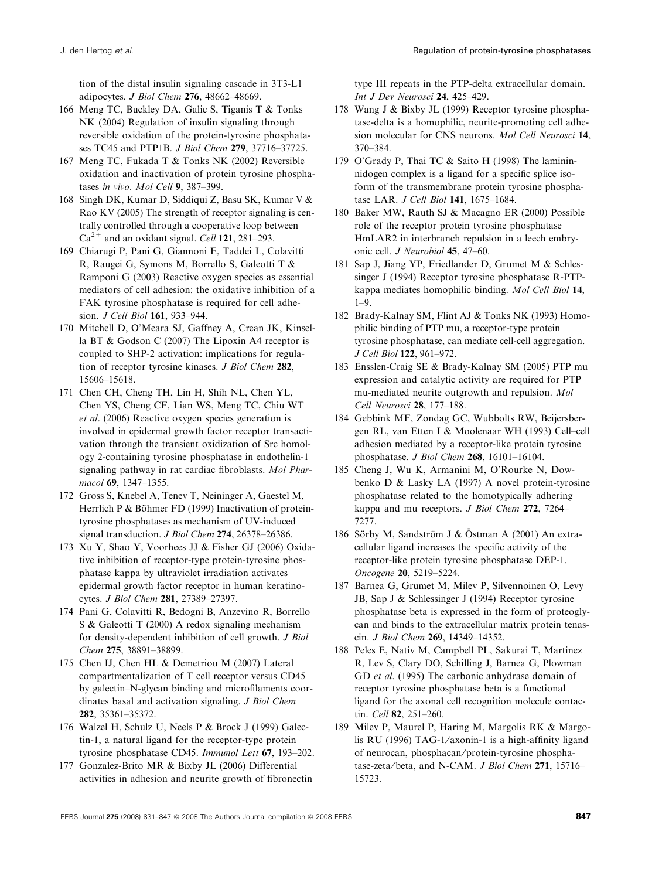tion of the distal insulin signaling cascade in 3T3-L1 adipocytes. *J Biol Chem* **276**, 48662–48669.

166 Meng TC, Buckley DA, Galic S, Tiganis T & Tonks NK (2004) Regulation of insulin signaling through reversible oxidation of the protein-tyrosine phosphatases TC45 and PTP1B. *J Biol Chem* **279**, 37716–37725.

167 Meng TC, Fukada T & Tonks NK (2002) Reversible oxidation and inactivation of protein tyrosine phosphatases *in vivo*. *Mol Cell* **9**, 387–399.

168 Singh DK, Kumar D, Siddiqui Z, Basu SK, Kumar V & Rao KV (2005) The strength of receptor signaling is centrally controlled through a cooperative loop between $Ca^{2+}$ and an oxidant signal. *Cell* **121**, 281–293.

169 Chiarugi P, Pani G, Giannoni E, Taddei L, Colavitti R, Raugei G, Symons M, Borrello S, Galeotti T & Ramponi G (2003) Reactive oxygen species as essential mediators of cell adhesion: the oxidative inhibition of a FAK tyrosine phosphatase is required for cell adhesion. *J Cell Biol* **161**, 933–944.

170 Mitchell D, O'Meara SJ, Gaffney A, Crean JK, Kinsella BT & Godson C (2007) The Lipoxin A4 receptor is coupled to SHP-2 activation: implications for regulation of receptor tyrosine kinases. *J Biol Chem* **282**, 15606–15618.

171 Chen CH, Cheng TH, Lin H, Shih NL, Chen YL, Chen YS, Cheng CF, Lian WS, Meng TC, Chiu WT *et al*. (2006) Reactive oxygen species generation is involved in epidermal growth factor receptor transactivation through the transient oxidization of Src homology 2-containing tyrosine phosphatase in endothelin-1 signaling pathway in rat cardiac fibroblasts. *Mol Pharmacol* **69**, 1347–1355.

172 Gross S, Knebel A, Tenev T, Neininger A, Gaestel M, Herrlich P & Böhmer FD (1999) Inactivation of protein-tyrosine phosphatases as mechanism of UV-induced signal transduction. *J Biol Chem* **274**, 26378–26386.

173 Xu Y, Shao Y, Voorhees JJ & Fisher GJ (2006) Oxidative inhibition of receptor-type protein-tyrosine phosphatase kappa by ultraviolet irradiation activates epidermal growth factor receptor in human keratinocytes. *J Biol Chem* **281**, 27389–27397.

174 Pani G, Colavitti R, Bedogni B, Anzevino R, Borrello S & Galeotti T (2000) A redox signaling mechanism for density-dependent inhibition of cell growth. *J Biol Chem* **275**, 38891–38899.

175 Chen IJ, Chen HL & Demetriou M (2007) Lateral compartmentalization of T cell receptor versus CD45 by galectin–N-glycan binding and microfilaments coordinates basal and activation signaling. *J Biol Chem* **282**, 35361–35372.

176 Walzel H, Schulz U, Neels P & Brock J (1999) Galectin-1, a natural ligand for the receptor-type protein tyrosine phosphatase CD45. *Immunol Lett* **67**, 193–202.

177 Gonzalez-Brito MR & Bixby JL (2006) Differential activities in adhesion and neurite growth of fibronectin type III repeats in the PTP-delta extracellular domain. *Int J Dev Neurosci* **24**, 425–429.

178 Wang J & Bixby JL (1999) Receptor tyrosine phosphatase-delta is a homophilic, neurite-promoting cell adhesion molecular for CNS neurons. *Mol Cell Neurosci* **14**, 370–384.

179 O'Grady P, Thai TC & Saito H (1998) The laminin-nidogen complex is a ligand for a specific splice isoform of the transmembrane protein tyrosine phosphatase LAR. *J Cell Biol* **141**, 1675–1684.

180 Baker MW, Rauth SJ & Macagno ER (2000) Possible role of the receptor protein tyrosine phosphatase HmLAR2 in interbranch repulsion in a leech embryonic cell. *J Neurobiol* **45**, 47–60.

181 Sap J, Jiang YP, Friedlander D, Grumet M & Schlessinger J (1994) Receptor tyrosine phosphatase R-PTP-kappa mediates homophilic binding. *Mol Cell Biol* **14**, 1–9.

182 Brady-Kalnay SM, Flint AJ & Tonks NK (1993) Homophilic binding of PTP mu, a receptor-type protein tyrosine phosphatase, can mediate cell-cell aggregation. *J Cell Biol* **122**, 961–972.

183 Ensslen-Craig SE & Brady-Kalnay SM (2005) PTP mu expression and catalytic activity are required for PTP mu-mediated neurite outgrowth and repulsion. *Mol Cell Neurosci* **28**, 177–188.

184 Gebbink MF, Zondag GC, Wubbolts RW, Beijersbergen RL, van Etten I & Moolenaar WH (1993) Cell–cell adhesion mediated by a receptor-like protein tyrosine phosphatase. *J Biol Chem* **268**, 16101–16104.

185 Cheng J, Wu K, Armanini M, O'Rourke N, Dowbenko D & Lasky LA (1997) A novel protein-tyrosine phosphatase related to the homotypically adhering kappa and mu receptors. *J Biol Chem* **272**, 7264–7277.

186 Sörby M, Sandström J & Östman A (2001) An extracellular ligand increases the specific activity of the receptor-like protein tyrosine phosphatase DEP-1. *Oncogene* **20**, 5219–5224.

187 Barnea G, Grumet M, Milev P, Silvennoinen O, Levy JB, Sap J & Schlessinger J (1994) Receptor tyrosine phosphatase beta is expressed in the form of proteoglycan and binds to the extracellular matrix protein tenascin. *J Biol Chem* **269**, 14349–14352.

188 Peles E, Nativ M, Campbell PL, Sakurai T, Martinez R, Lev S, Clary DO, Schilling J, Barnea G, Plowman GD *et al*. (1995) The carbonic anhydrase domain of receptor tyrosine phosphatase beta is a functional ligand for the axonal cell recognition molecule contactin. *Cell* **82**, 251–260.

189 Milev P, Maurel P, Haring M, Margolis RK & Margolis RU (1996) TAG-1/axonin-1 is a high-affinity ligand of neurocan, phosphacan/protein-tyrosine phosphatase-zeta/beta, and N-CAM. *J Biol Chem* **271**, 15716–15723.